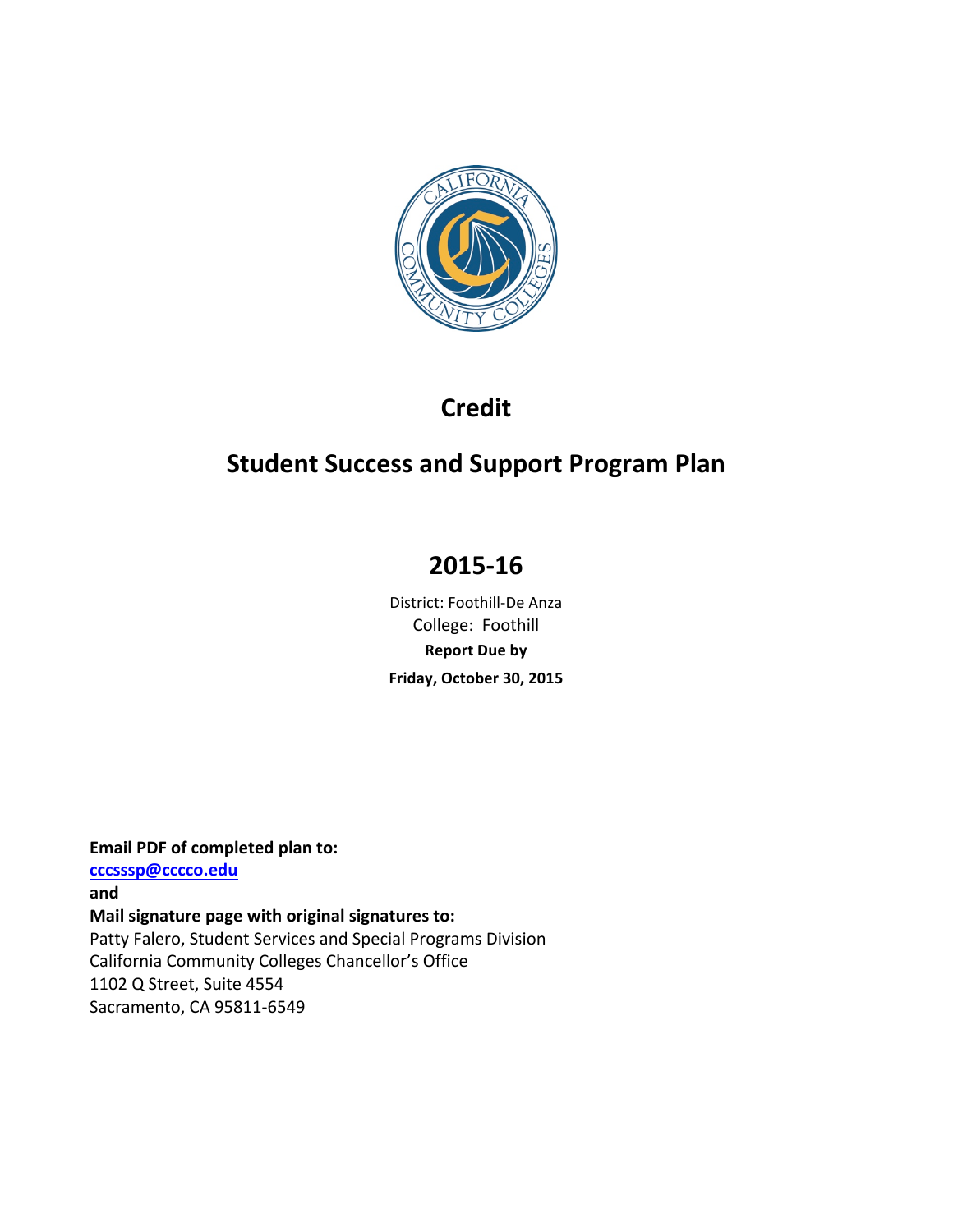# Credit

# Student Success and Support Program Plan

## 2015-16

District: Foothill-De Anza
College: Foothill
**Report Due by**
**Friday, October 30, 2015**

**Email PDF of completed plan to:**
cccsssp@cccco.edu
**and**
**Mail signature page with original signatures to:**
Patty Falero, Student Services and Special Programs Division
California Community Colleges Chancellor's Office
1102 Q Street, Suite 4554
Sacramento, CA 95811-6549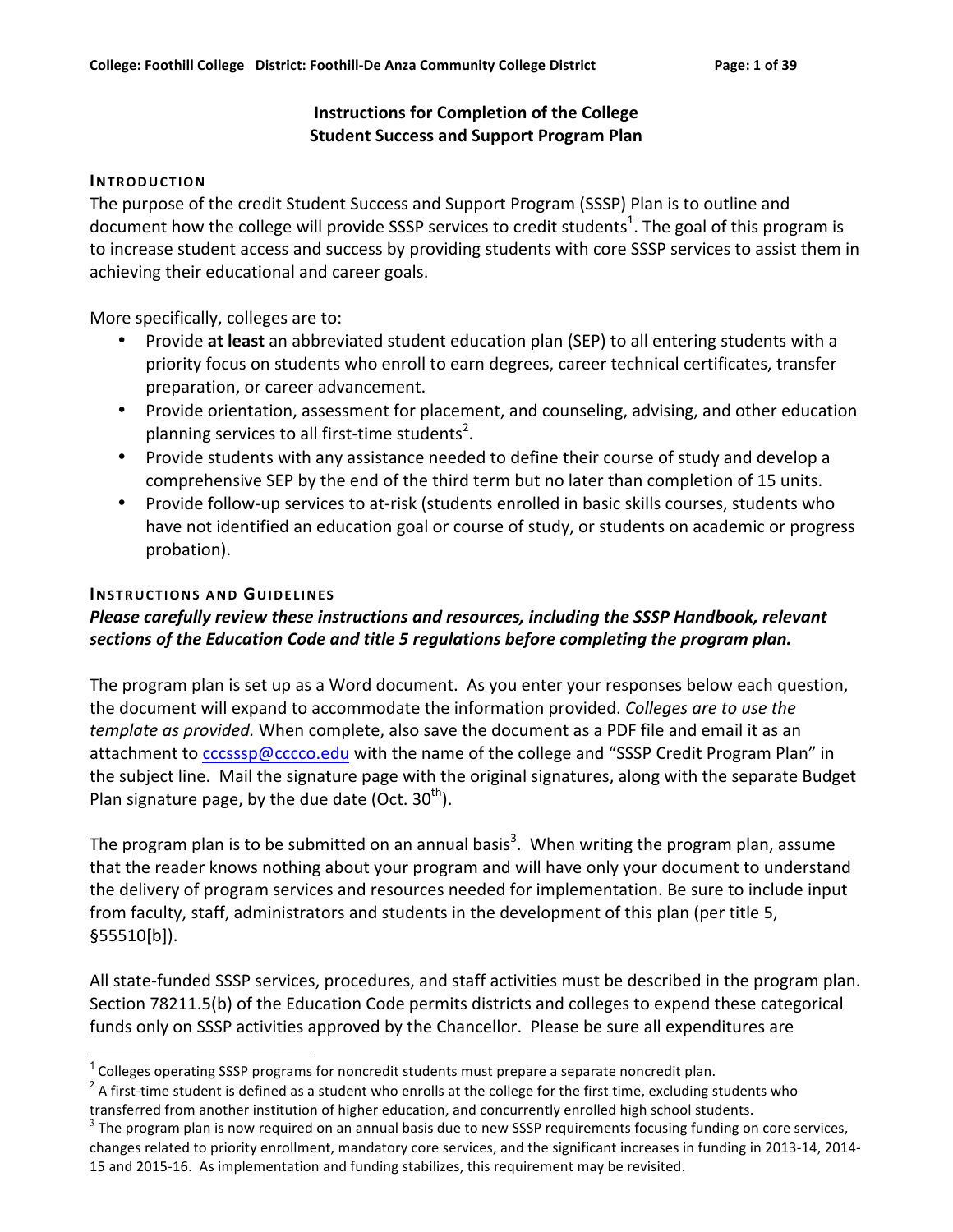## Instructions for Completion of the College Student Success and Support Program Plan

### Introduction

The purpose of the credit Student Success and Support Program (SSSP) Plan is to outline and document how the college will provide SSSP services to credit students[1]. The goal of this program is to increase student access and success by providing students with core SSSP services to assist them in achieving their educational and career goals.

More specifically, colleges are to:

- Provide **at least** an abbreviated student education plan (SEP) to all entering students with a priority focus on students who enroll to earn degrees, career technical certificates, transfer preparation, or career advancement.
- Provide orientation, assessment for placement, and counseling, advising, and other education planning services to all first-time students[2].
- Provide students with any assistance needed to define their course of study and develop a comprehensive SEP by the end of the third term but no later than completion of 15 units.
- Provide follow-up services to at-risk (students enrolled in basic skills courses, students who have not identified an education goal or course of study, or students on academic or progress probation).

### Instructions and Guidelines

***Please carefully review these instructions and resources, including the SSSP Handbook, relevant sections of the Education Code and title 5 regulations before completing the program plan.***

The program plan is set up as a Word document. As you enter your responses below each question, the document will expand to accommodate the information provided. *Colleges are to use the template as provided.* When complete, also save the document as a PDF file and email it as an attachment to cccsssp@cccco.edu with the name of the college and "SSSP Credit Program Plan" in the subject line. Mail the signature page with the original signatures, along with the separate Budget Plan signature page, by the due date (Oct. 30th).

The program plan is to be submitted on an annual basis[3]. When writing the program plan, assume that the reader knows nothing about your program and will have only your document to understand the delivery of program services and resources needed for implementation. Be sure to include input from faculty, staff, administrators and students in the development of this plan (per title 5, §55510[b]).

All state-funded SSSP services, procedures, and staff activities must be described in the program plan. Section 78211.5(b) of the Education Code permits districts and colleges to expend these categorical funds only on SSSP activities approved by the Chancellor. Please be sure all expenditures are

[1] Colleges operating SSSP programs for noncredit students must prepare a separate noncredit plan.

[2] A first-time student is defined as a student who enrolls at the college for the first time, excluding students who transferred from another institution of higher education, and concurrently enrolled high school students.

[3] The program plan is now required on an annual basis due to new SSSP requirements focusing funding on core services, changes related to priority enrollment, mandatory core services, and the significant increases in funding in 2013-14, 2014-15 and 2015-16. As implementation and funding stabilizes, this requirement may be revisited.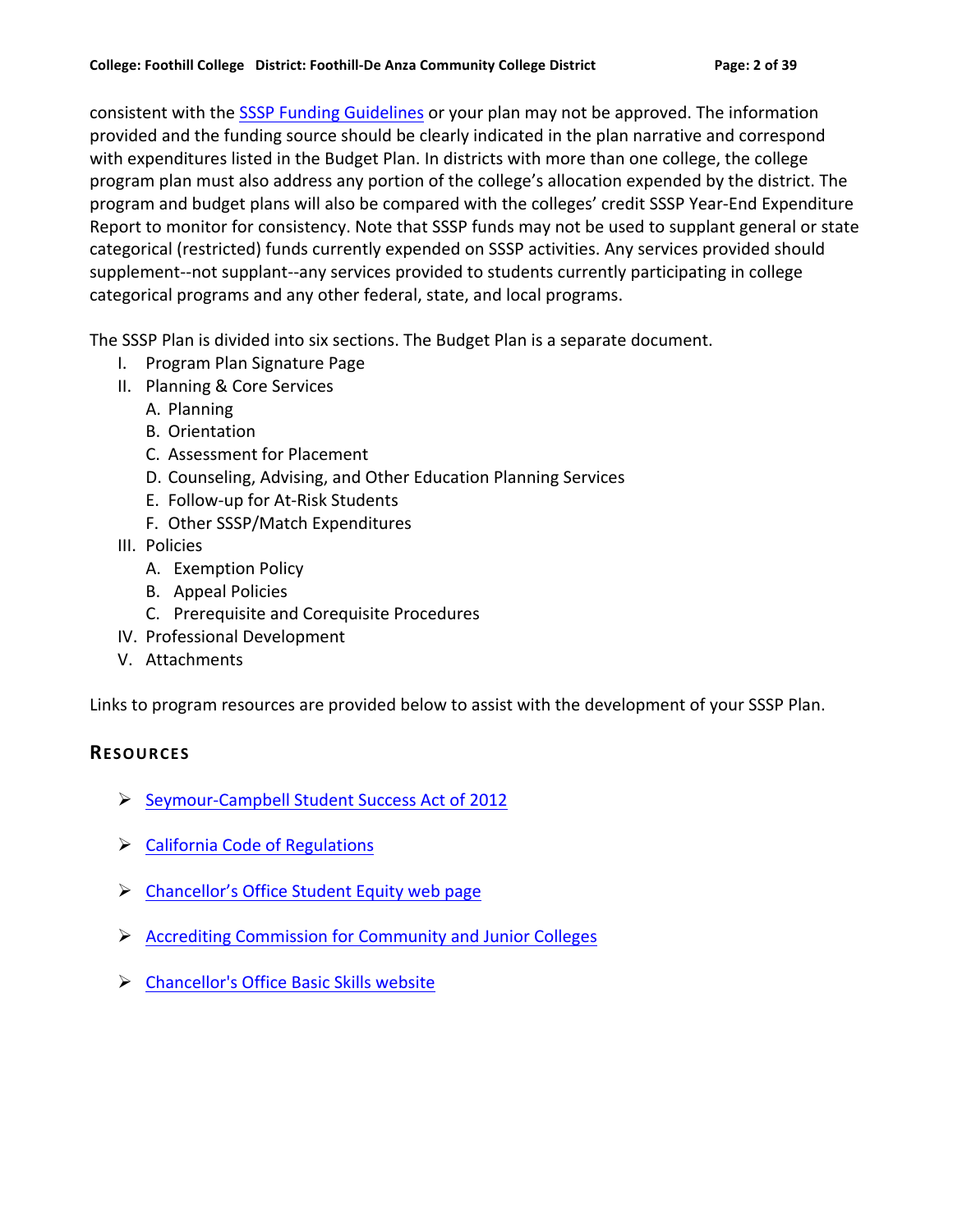consistent with the [SSSP Funding Guidelines] or your plan may not be approved. The information provided and the funding source should be clearly indicated in the plan narrative and correspond with expenditures listed in the Budget Plan. In districts with more than one college, the college program plan must also address any portion of the college's allocation expended by the district. The program and budget plans will also be compared with the colleges' credit SSSP Year-End Expenditure Report to monitor for consistency. Note that SSSP funds may not be used to supplant general or state categorical (restricted) funds currently expended on SSSP activities. Any services provided should supplement--not supplant--any services provided to students currently participating in college categorical programs and any other federal, state, and local programs.

The SSSP Plan is divided into six sections. The Budget Plan is a separate document.

I. Program Plan Signature Page
II. Planning & Core Services
   A. Planning
   B. Orientation
   C. Assessment for Placement
   D. Counseling, Advising, and Other Education Planning Services
   E. Follow-up for At-Risk Students
   F. Other SSSP/Match Expenditures
III. Policies
   A. Exemption Policy
   B. Appeal Policies
   C. Prerequisite and Corequisite Procedures
IV. Professional Development
V. Attachments

Links to program resources are provided below to assist with the development of your SSSP Plan.

## Resources

- Seymour-Campbell Student Success Act of 2012
- California Code of Regulations
- Chancellor's Office Student Equity web page
- Accrediting Commission for Community and Junior Colleges
- Chancellor's Office Basic Skills website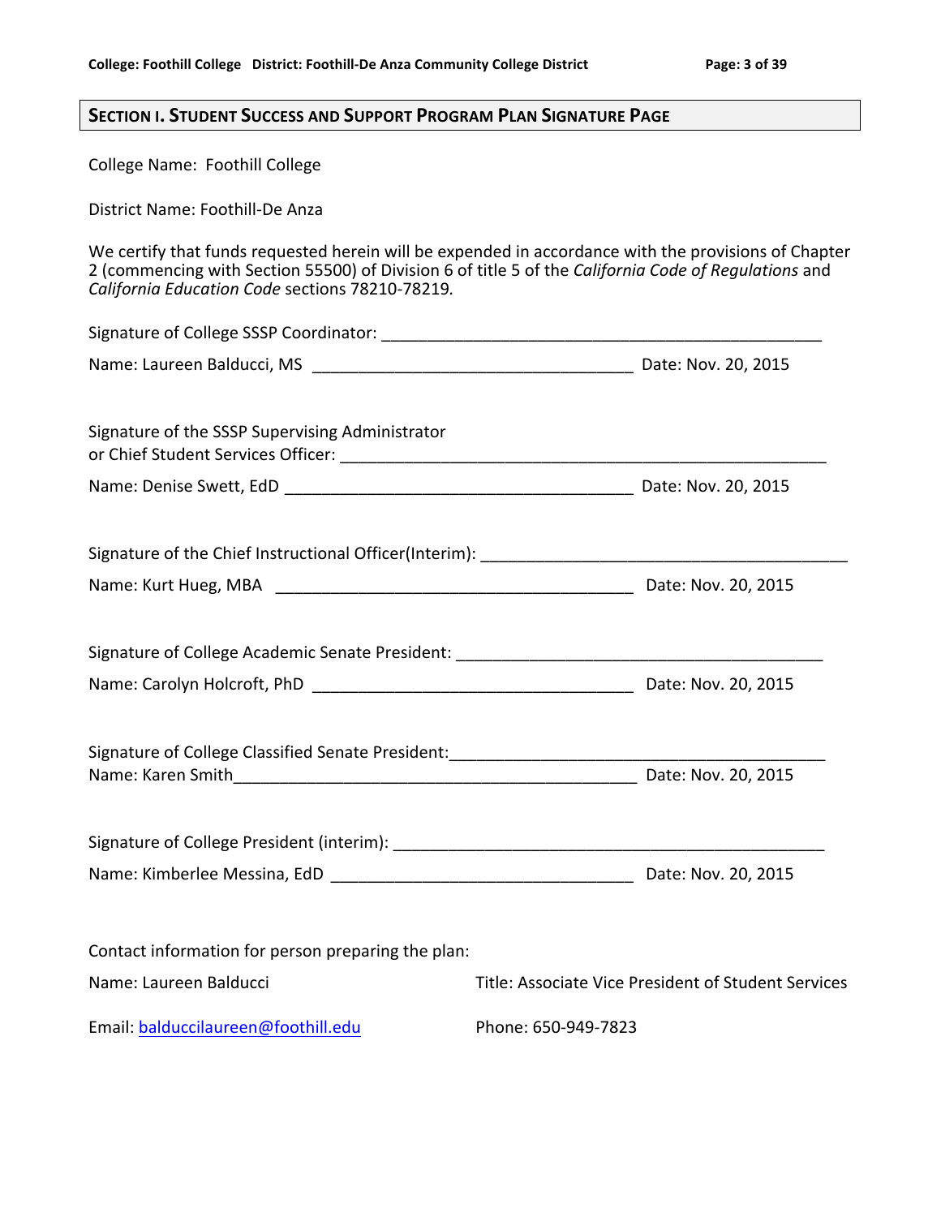## SECTION I. STUDENT SUCCESS AND SUPPORT PROGRAM PLAN SIGNATURE PAGE

College Name: Foothill College

District Name: Foothill-De Anza

We certify that funds requested herein will be expended in accordance with the provisions of Chapter 2 (commencing with Section 55500) of Division 6 of title 5 of the *California Code of Regulations* and *California Education Code* sections 78210-78219.

Signature of College SSSP Coordinator: ______________________________________________

Name: Laureen Balducci, MS ___________________________________ Date: Nov. 20, 2015

Signature of the SSSP Supervising Administrator
or Chief Student Services Officer: ______________________________________________

Name: Denise Swett, EdD ______________________________________ Date: Nov. 20, 2015

Signature of the Chief Instructional Officer(Interim): ______________________________________

Name: Kurt Hueg, MBA ______________________________________ Date: Nov. 20, 2015

Signature of College Academic Senate President: ______________________________________

Name: Carolyn Holcroft, PhD ___________________________________ Date: Nov. 20, 2015

Signature of College Classified Senate President:______________________________________
Name: Karen Smith____________________________________________ Date: Nov. 20, 2015

Signature of College President (interim): ______________________________________________

Name: Kimberlee Messina, EdD _________________________________ Date: Nov. 20, 2015

Contact information for person preparing the plan:

Name: Laureen Balducci
Title: Associate Vice President of Student Services

Email: balduccilaureen@foothill.edu
Phone: 650-949-7823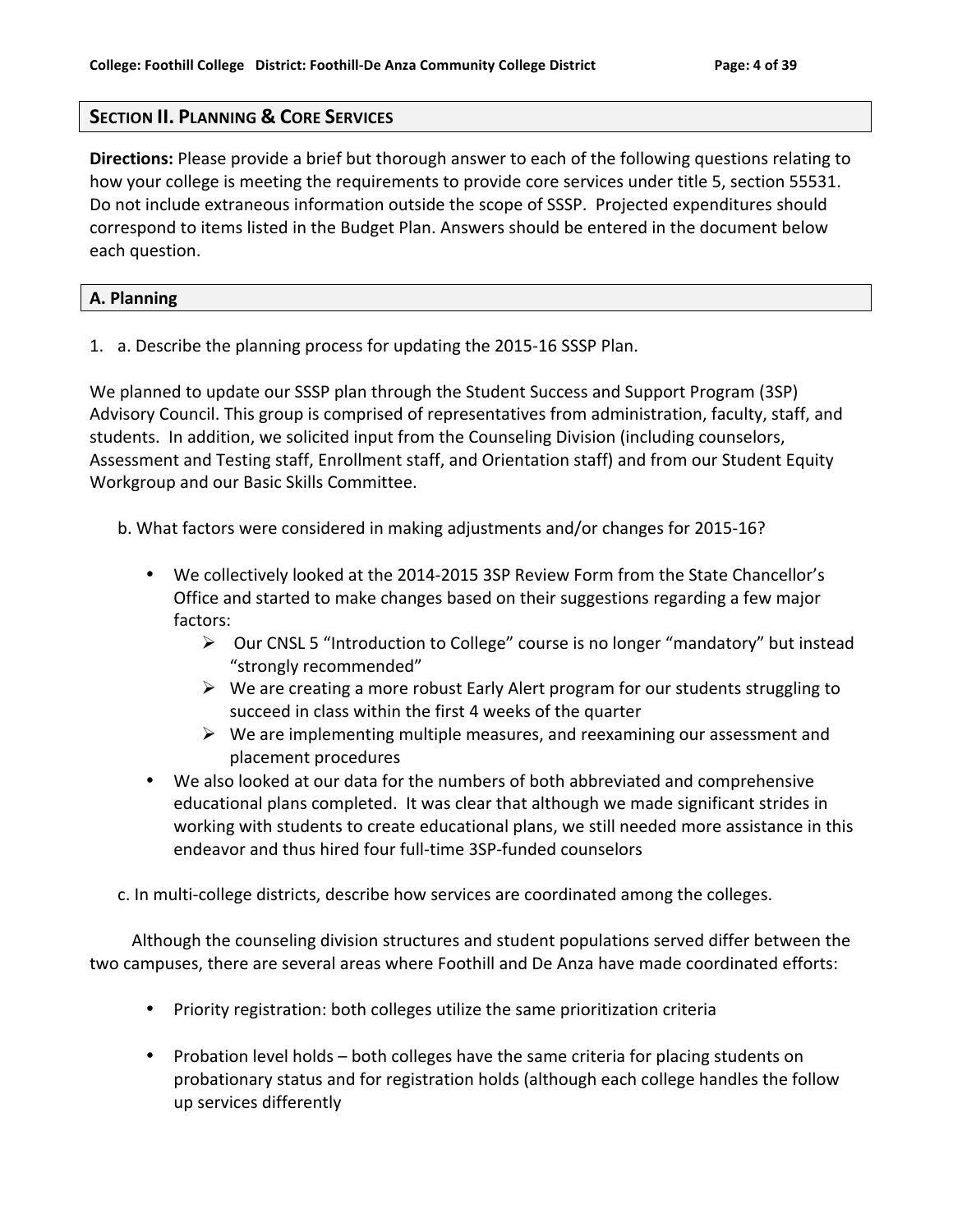## SECTION II. PLANNING & CORE SERVICES

**Directions:** Please provide a brief but thorough answer to each of the following questions relating to how your college is meeting the requirements to provide core services under title 5, section 55531. Do not include extraneous information outside the scope of SSSP. Projected expenditures should correspond to items listed in the Budget Plan. Answers should be entered in the document below each question.

### A. Planning

1. a. Describe the planning process for updating the 2015-16 SSSP Plan.

We planned to update our SSSP plan through the Student Success and Support Program (3SP) Advisory Council. This group is comprised of representatives from administration, faculty, staff, and students. In addition, we solicited input from the Counseling Division (including counselors, Assessment and Testing staff, Enrollment staff, and Orientation staff) and from our Student Equity Workgroup and our Basic Skills Committee.

b. What factors were considered in making adjustments and/or changes for 2015-16?

- We collectively looked at the 2014-2015 3SP Review Form from the State Chancellor's Office and started to make changes based on their suggestions regarding a few major factors:
  - Our CNSL 5 "Introduction to College" course is no longer "mandatory" but instead "strongly recommended"
  - We are creating a more robust Early Alert program for our students struggling to succeed in class within the first 4 weeks of the quarter
  - We are implementing multiple measures, and reexamining our assessment and placement procedures
- We also looked at our data for the numbers of both abbreviated and comprehensive educational plans completed. It was clear that although we made significant strides in working with students to create educational plans, we still needed more assistance in this endeavor and thus hired four full-time 3SP-funded counselors

c. In multi-college districts, describe how services are coordinated among the colleges.

Although the counseling division structures and student populations served differ between the two campuses, there are several areas where Foothill and De Anza have made coordinated efforts:

- Priority registration: both colleges utilize the same prioritization criteria
- Probation level holds – both colleges have the same criteria for placing students on probationary status and for registration holds (although each college handles the follow up services differently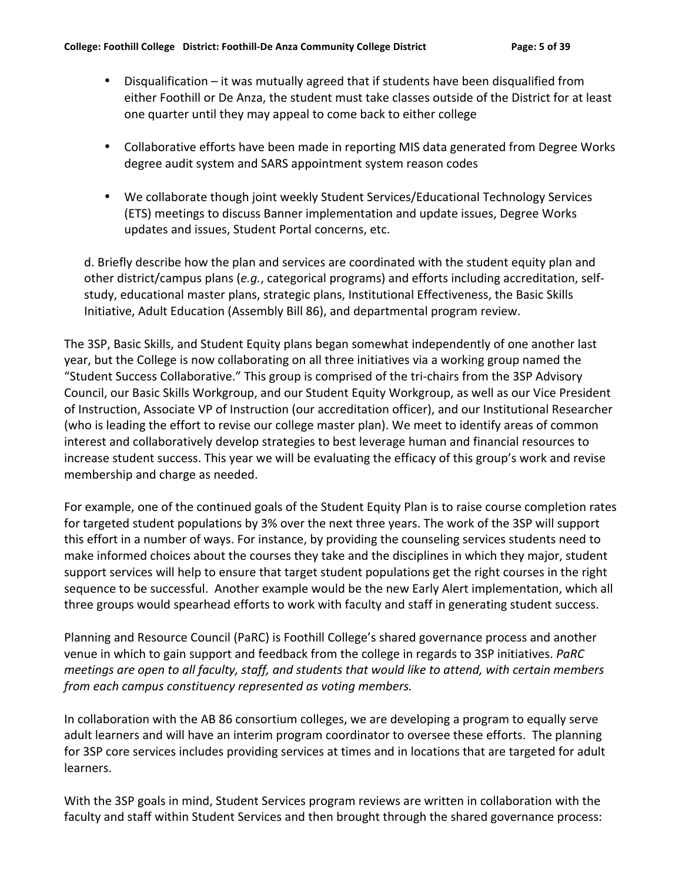- Disqualification – it was mutually agreed that if students have been disqualified from either Foothill or De Anza, the student must take classes outside of the District for at least one quarter until they may appeal to come back to either college

- Collaborative efforts have been made in reporting MIS data generated from Degree Works degree audit system and SARS appointment system reason codes

- We collaborate though joint weekly Student Services/Educational Technology Services (ETS) meetings to discuss Banner implementation and update issues, Degree Works updates and issues, Student Portal concerns, etc.

d. Briefly describe how the plan and services are coordinated with the student equity plan and other district/campus plans (*e.g.*, categorical programs) and efforts including accreditation, self-study, educational master plans, strategic plans, Institutional Effectiveness, the Basic Skills Initiative, Adult Education (Assembly Bill 86), and departmental program review.

The 3SP, Basic Skills, and Student Equity plans began somewhat independently of one another last year, but the College is now collaborating on all three initiatives via a working group named the "Student Success Collaborative." This group is comprised of the tri-chairs from the 3SP Advisory Council, our Basic Skills Workgroup, and our Student Equity Workgroup, as well as our Vice President of Instruction, Associate VP of Instruction (our accreditation officer), and our Institutional Researcher (who is leading the effort to revise our college master plan). We meet to identify areas of common interest and collaboratively develop strategies to best leverage human and financial resources to increase student success. This year we will be evaluating the efficacy of this group's work and revise membership and charge as needed.

For example, one of the continued goals of the Student Equity Plan is to raise course completion rates for targeted student populations by 3% over the next three years. The work of the 3SP will support this effort in a number of ways. For instance, by providing the counseling services students need to make informed choices about the courses they take and the disciplines in which they major, student support services will help to ensure that target student populations get the right courses in the right sequence to be successful. Another example would be the new Early Alert implementation, which all three groups would spearhead efforts to work with faculty and staff in generating student success.

Planning and Resource Council (PaRC) is Foothill College's shared governance process and another venue in which to gain support and feedback from the college in regards to 3SP initiatives. *PaRC meetings are open to all faculty, staff, and students that would like to attend, with certain members from each campus constituency represented as voting members.*

In collaboration with the AB 86 consortium colleges, we are developing a program to equally serve adult learners and will have an interim program coordinator to oversee these efforts. The planning for 3SP core services includes providing services at times and in locations that are targeted for adult learners.

With the 3SP goals in mind, Student Services program reviews are written in collaboration with the faculty and staff within Student Services and then brought through the shared governance process: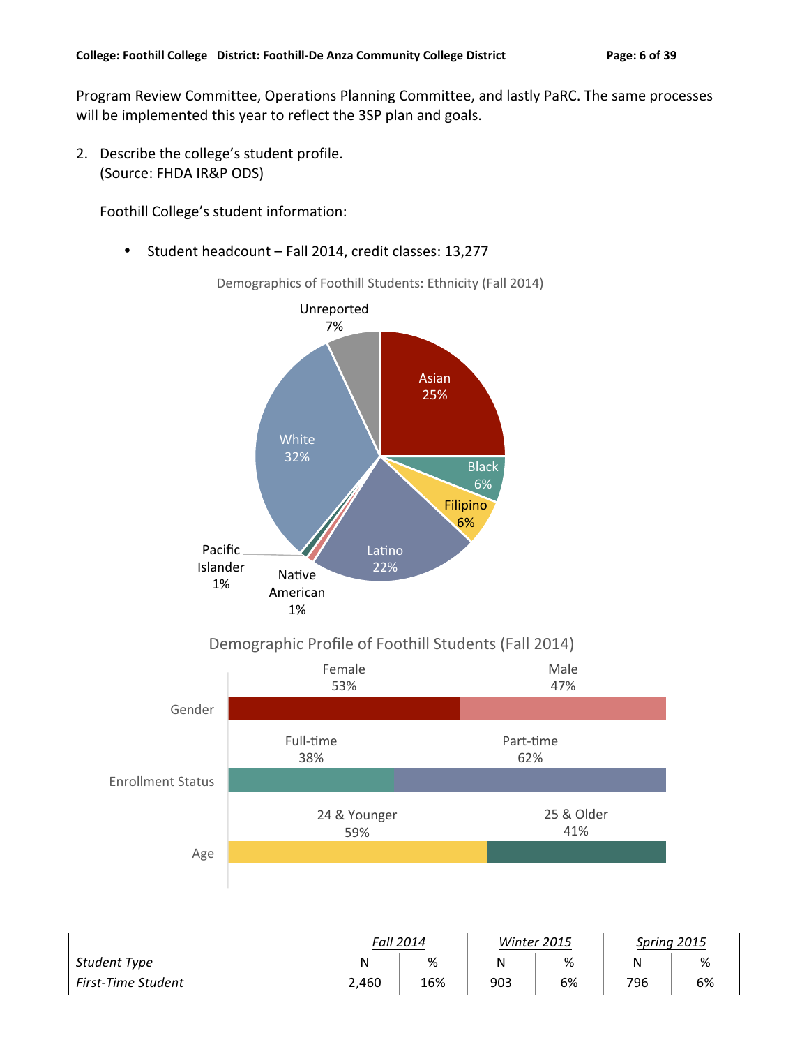Program Review Committee, Operations Planning Committee, and lastly PaRC. The same processes will be implemented this year to reflect the 3SP plan and goals.

2. Describe the college's student profile.
   (Source: FHDA IR&P ODS)

   Foothill College's student information:

   - Student headcount – Fall 2014, credit classes: 13,277

Demographics of Foothill Students: Ethnicity (Fall 2014)

Unreported 7%
Asian 25%
Black 6%
Filipino 6%
Latino 22%
Native American 1%
Pacific Islander 1%
White 32%

Demographic Profile of Foothill Students (Fall 2014)

Gender: Female 53%, Male 47%
Enrollment Status: Full-time 38%, Part-time 62%
Age: 24 & Younger 59%, 25 & Older 41%

| *Student Type* | *Fall 2014* | | *Winter 2015* | | *Spring 2015* | |
|---|---|---|---|---|---|---|
| | N | % | N | % | N | % |
| *First-Time Student* | 2,460 | 16% | 903 | 6% | 796 | 6% |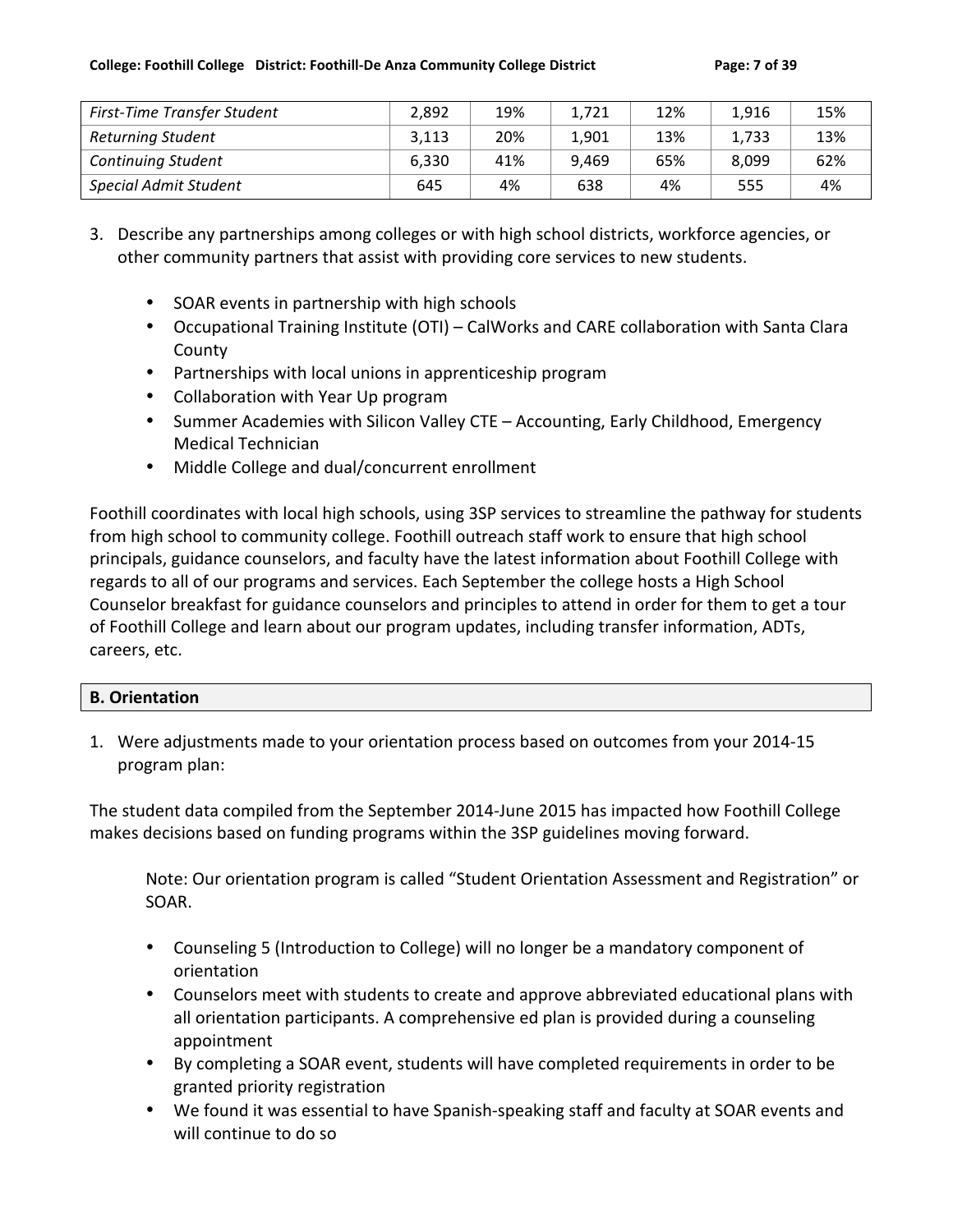| | | | | | | |
|---|---|---|---|---|---|---|
| *First-Time Transfer Student* | 2,892 | 19% | 1,721 | 12% | 1,916 | 15% |
| *Returning Student* | 3,113 | 20% | 1,901 | 13% | 1,733 | 13% |
| *Continuing Student* | 6,330 | 41% | 9,469 | 65% | 8,099 | 62% |
| *Special Admit Student* | 645 | 4% | 638 | 4% | 555 | 4% |

3. Describe any partnerships among colleges or with high school districts, workforce agencies, or other community partners that assist with providing core services to new students.

   - SOAR events in partnership with high schools
   - Occupational Training Institute (OTI) – CalWorks and CARE collaboration with Santa Clara County
   - Partnerships with local unions in apprenticeship program
   - Collaboration with Year Up program
   - Summer Academies with Silicon Valley CTE – Accounting, Early Childhood, Emergency Medical Technician
   - Middle College and dual/concurrent enrollment

Foothill coordinates with local high schools, using 3SP services to streamline the pathway for students from high school to community college. Foothill outreach staff work to ensure that high school principals, guidance counselors, and faculty have the latest information about Foothill College with regards to all of our programs and services. Each September the college hosts a High School Counselor breakfast for guidance counselors and principles to attend in order for them to get a tour of Foothill College and learn about our program updates, including transfer information, ADTs, careers, etc.

## B. Orientation

1. Were adjustments made to your orientation process based on outcomes from your 2014-15 program plan:

The student data compiled from the September 2014-June 2015 has impacted how Foothill College makes decisions based on funding programs within the 3SP guidelines moving forward.

> Note: Our orientation program is called "Student Orientation Assessment and Registration" or SOAR.

- Counseling 5 (Introduction to College) will no longer be a mandatory component of orientation
- Counselors meet with students to create and approve abbreviated educational plans with all orientation participants. A comprehensive ed plan is provided during a counseling appointment
- By completing a SOAR event, students will have completed requirements in order to be granted priority registration
- We found it was essential to have Spanish-speaking staff and faculty at SOAR events and will continue to do so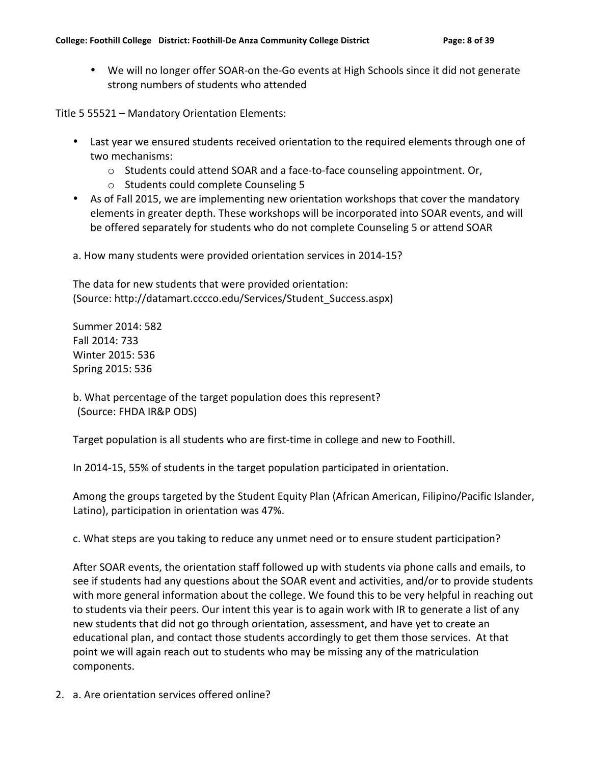- We will no longer offer SOAR-on the-Go events at High Schools since it did not generate strong numbers of students who attended

Title 5 55521 – Mandatory Orientation Elements:

- Last year we ensured students received orientation to the required elements through one of two mechanisms:
  - Students could attend SOAR and a face-to-face counseling appointment. Or,
  - Students could complete Counseling 5
- As of Fall 2015, we are implementing new orientation workshops that cover the mandatory elements in greater depth. These workshops will be incorporated into SOAR events, and will be offered separately for students who do not complete Counseling 5 or attend SOAR

a. How many students were provided orientation services in 2014-15?

The data for new students that were provided orientation:
(Source: http://datamart.cccco.edu/Services/Student_Success.aspx)

Summer 2014: 582
Fall 2014: 733
Winter 2015: 536
Spring 2015: 536

b. What percentage of the target population does this represent?
(Source: FHDA IR&P ODS)

Target population is all students who are first-time in college and new to Foothill.

In 2014-15, 55% of students in the target population participated in orientation.

Among the groups targeted by the Student Equity Plan (African American, Filipino/Pacific Islander, Latino), participation in orientation was 47%.

c. What steps are you taking to reduce any unmet need or to ensure student participation?

After SOAR events, the orientation staff followed up with students via phone calls and emails, to see if students had any questions about the SOAR event and activities, and/or to provide students with more general information about the college. We found this to be very helpful in reaching out to students via their peers. Our intent this year is to again work with IR to generate a list of any new students that did not go through orientation, assessment, and have yet to create an educational plan, and contact those students accordingly to get them those services. At that point we will again reach out to students who may be missing any of the matriculation components.

2. a. Are orientation services offered online?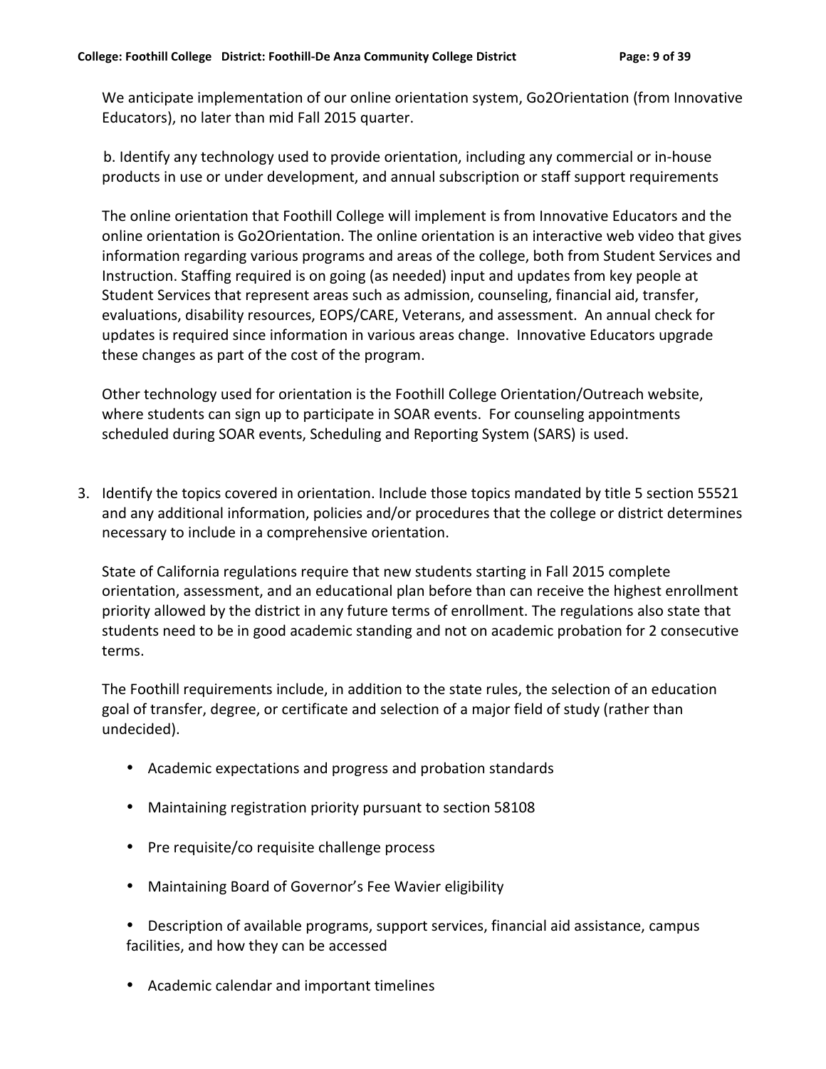We anticipate implementation of our online orientation system, Go2Orientation (from Innovative Educators), no later than mid Fall 2015 quarter.

b. Identify any technology used to provide orientation, including any commercial or in-house products in use or under development, and annual subscription or staff support requirements

The online orientation that Foothill College will implement is from Innovative Educators and the online orientation is Go2Orientation. The online orientation is an interactive web video that gives information regarding various programs and areas of the college, both from Student Services and Instruction. Staffing required is on going (as needed) input and updates from key people at Student Services that represent areas such as admission, counseling, financial aid, transfer, evaluations, disability resources, EOPS/CARE, Veterans, and assessment. An annual check for updates is required since information in various areas change. Innovative Educators upgrade these changes as part of the cost of the program.

Other technology used for orientation is the Foothill College Orientation/Outreach website, where students can sign up to participate in SOAR events. For counseling appointments scheduled during SOAR events, Scheduling and Reporting System (SARS) is used.

3. Identify the topics covered in orientation. Include those topics mandated by title 5 section 55521 and any additional information, policies and/or procedures that the college or district determines necessary to include in a comprehensive orientation.

   State of California regulations require that new students starting in Fall 2015 complete orientation, assessment, and an educational plan before than can receive the highest enrollment priority allowed by the district in any future terms of enrollment. The regulations also state that students need to be in good academic standing and not on academic probation for 2 consecutive terms.

   The Foothill requirements include, in addition to the state rules, the selection of an education goal of transfer, degree, or certificate and selection of a major field of study (rather than undecided).

   - Academic expectations and progress and probation standards
   - Maintaining registration priority pursuant to section 58108
   - Pre requisite/co requisite challenge process
   - Maintaining Board of Governor's Fee Wavier eligibility
   - Description of available programs, support services, financial aid assistance, campus facilities, and how they can be accessed
   - Academic calendar and important timelines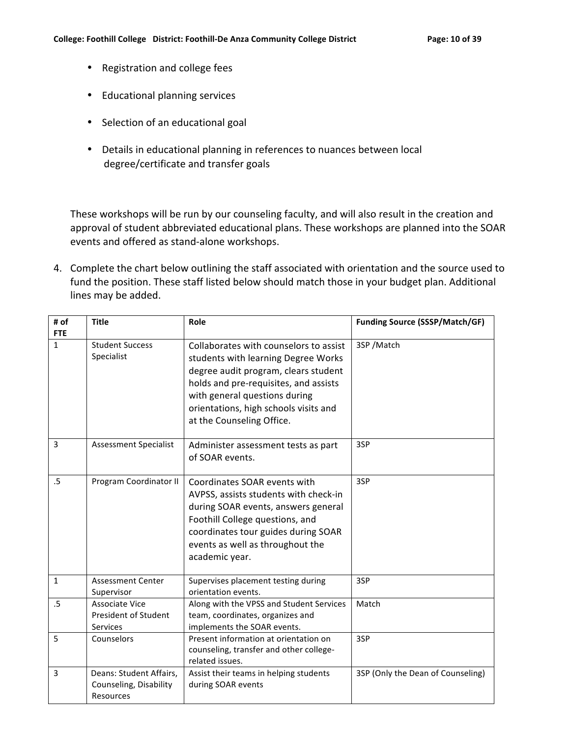- Registration and college fees
- Educational planning services
- Selection of an educational goal
- Details in educational planning in references to nuances between local degree/certificate and transfer goals

These workshops will be run by our counseling faculty, and will also result in the creation and approval of student abbreviated educational plans. These workshops are planned into the SOAR events and offered as stand-alone workshops.

4. Complete the chart below outlining the staff associated with orientation and the source used to fund the position. These staff listed below should match those in your budget plan. Additional lines may be added.

| # of FTE | Title | Role | Funding Source (SSSP/Match/GF) |
|---|---|---|---|
| 1 | Student Success Specialist | Collaborates with counselors to assist students with learning Degree Works degree audit program, clears student holds and pre-requisites, and assists with general questions during orientations, high schools visits and at the Counseling Office. | 3SP /Match |
| 3 | Assessment Specialist | Administer assessment tests as part of SOAR events. | 3SP |
| .5 | Program Coordinator II | Coordinates SOAR events with AVPSS, assists students with check-in during SOAR events, answers general Foothill College questions, and coordinates tour guides during SOAR events as well as throughout the academic year. | 3SP |
| 1 | Assessment Center Supervisor | Supervises placement testing during orientation events. | 3SP |
| .5 | Associate Vice President of Student Services | Along with the VPSS and Student Services team, coordinates, organizes and implements the SOAR events. | Match |
| 5 | Counselors | Present information at orientation on counseling, transfer and other college-related issues. | 3SP |
| 3 | Deans: Student Affairs, Counseling, Disability Resources | Assist their teams in helping students during SOAR events | 3SP (Only the Dean of Counseling) |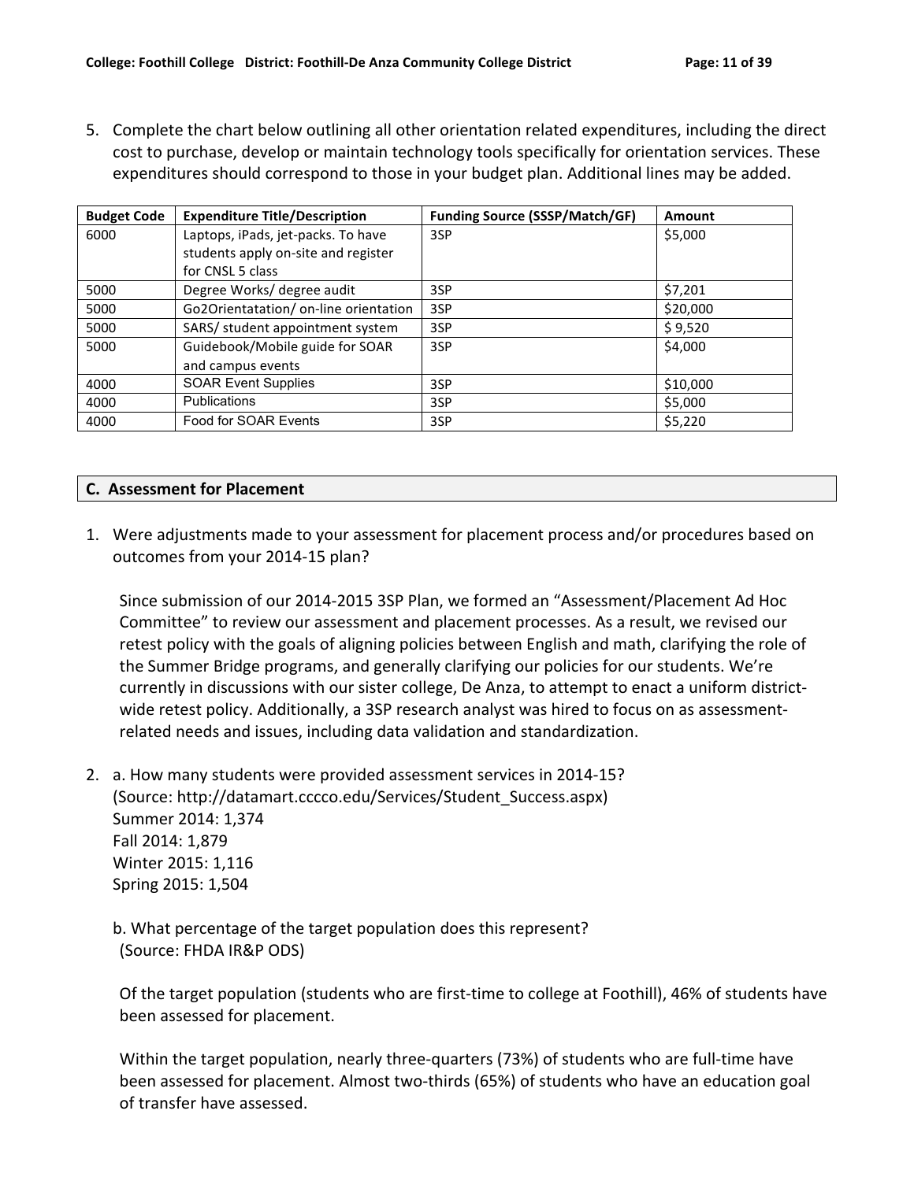5. Complete the chart below outlining all other orientation related expenditures, including the direct cost to purchase, develop or maintain technology tools specifically for orientation services. These expenditures should correspond to those in your budget plan. Additional lines may be added.

| Budget Code | Expenditure Title/Description | Funding Source (SSSP/Match/GF) | Amount |
|---|---|---|---|
| 6000 | Laptops, iPads, jet-packs. To have students apply on-site and register for CNSL 5 class | 3SP | $5,000 |
| 5000 | Degree Works/ degree audit | 3SP | $7,201 |
| 5000 | Go2Orientatation/ on-line orientation | 3SP | $20,000 |
| 5000 | SARS/ student appointment system | 3SP | $ 9,520 |
| 5000 | Guidebook/Mobile guide for SOAR and campus events | 3SP | $4,000 |
| 4000 | SOAR Event Supplies | 3SP | $10,000 |
| 4000 | Publications | 3SP | $5,000 |
| 4000 | Food for SOAR Events | 3SP | $5,220 |

## C. Assessment for Placement

1. Were adjustments made to your assessment for placement process and/or procedures based on outcomes from your 2014-15 plan?

   Since submission of our 2014-2015 3SP Plan, we formed an "Assessment/Placement Ad Hoc Committee" to review our assessment and placement processes. As a result, we revised our retest policy with the goals of aligning policies between English and math, clarifying the role of the Summer Bridge programs, and generally clarifying our policies for our students. We're currently in discussions with our sister college, De Anza, to attempt to enact a uniform district-wide retest policy. Additionally, a 3SP research analyst was hired to focus on as assessment-related needs and issues, including data validation and standardization.

2. a. How many students were provided assessment services in 2014-15?
   (Source: http://datamart.cccco.edu/Services/Student_Success.aspx)
   Summer 2014: 1,374
   Fall 2014: 1,879
   Winter 2015: 1,116
   Spring 2015: 1,504

   b. What percentage of the target population does this represent?
   (Source: FHDA IR&P ODS)

   Of the target population (students who are first-time to college at Foothill), 46% of students have been assessed for placement.

   Within the target population, nearly three-quarters (73%) of students who are full-time have been assessed for placement. Almost two-thirds (65%) of students who have an education goal of transfer have assessed.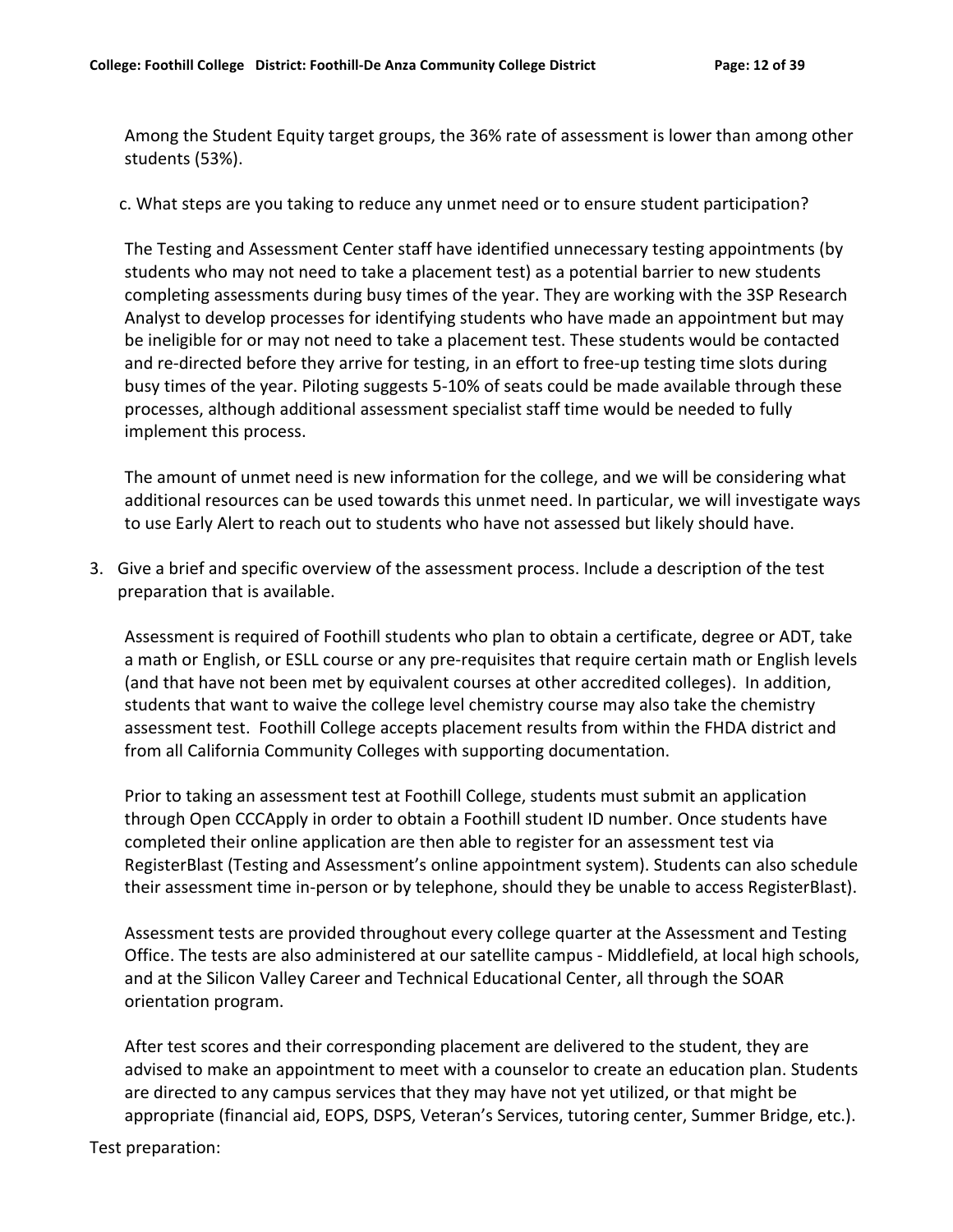Among the Student Equity target groups, the 36% rate of assessment is lower than among other students (53%).

c. What steps are you taking to reduce any unmet need or to ensure student participation?

The Testing and Assessment Center staff have identified unnecessary testing appointments (by students who may not need to take a placement test) as a potential barrier to new students completing assessments during busy times of the year. They are working with the 3SP Research Analyst to develop processes for identifying students who have made an appointment but may be ineligible for or may not need to take a placement test. These students would be contacted and re-directed before they arrive for testing, in an effort to free-up testing time slots during busy times of the year. Piloting suggests 5-10% of seats could be made available through these processes, although additional assessment specialist staff time would be needed to fully implement this process.

The amount of unmet need is new information for the college, and we will be considering what additional resources can be used towards this unmet need. In particular, we will investigate ways to use Early Alert to reach out to students who have not assessed but likely should have.

3. Give a brief and specific overview of the assessment process. Include a description of the test preparation that is available.

   Assessment is required of Foothill students who plan to obtain a certificate, degree or ADT, take a math or English, or ESLL course or any pre-requisites that require certain math or English levels (and that have not been met by equivalent courses at other accredited colleges). In addition, students that want to waive the college level chemistry course may also take the chemistry assessment test. Foothill College accepts placement results from within the FHDA district and from all California Community Colleges with supporting documentation.

   Prior to taking an assessment test at Foothill College, students must submit an application through Open CCCApply in order to obtain a Foothill student ID number. Once students have completed their online application are then able to register for an assessment test via RegisterBlast (Testing and Assessment's online appointment system). Students can also schedule their assessment time in-person or by telephone, should they be unable to access RegisterBlast).

   Assessment tests are provided throughout every college quarter at the Assessment and Testing Office. The tests are also administered at our satellite campus - Middlefield, at local high schools, and at the Silicon Valley Career and Technical Educational Center, all through the SOAR orientation program.

   After test scores and their corresponding placement are delivered to the student, they are advised to make an appointment to meet with a counselor to create an education plan. Students are directed to any campus services that they may have not yet utilized, or that might be appropriate (financial aid, EOPS, DSPS, Veteran's Services, tutoring center, Summer Bridge, etc.).

Test preparation: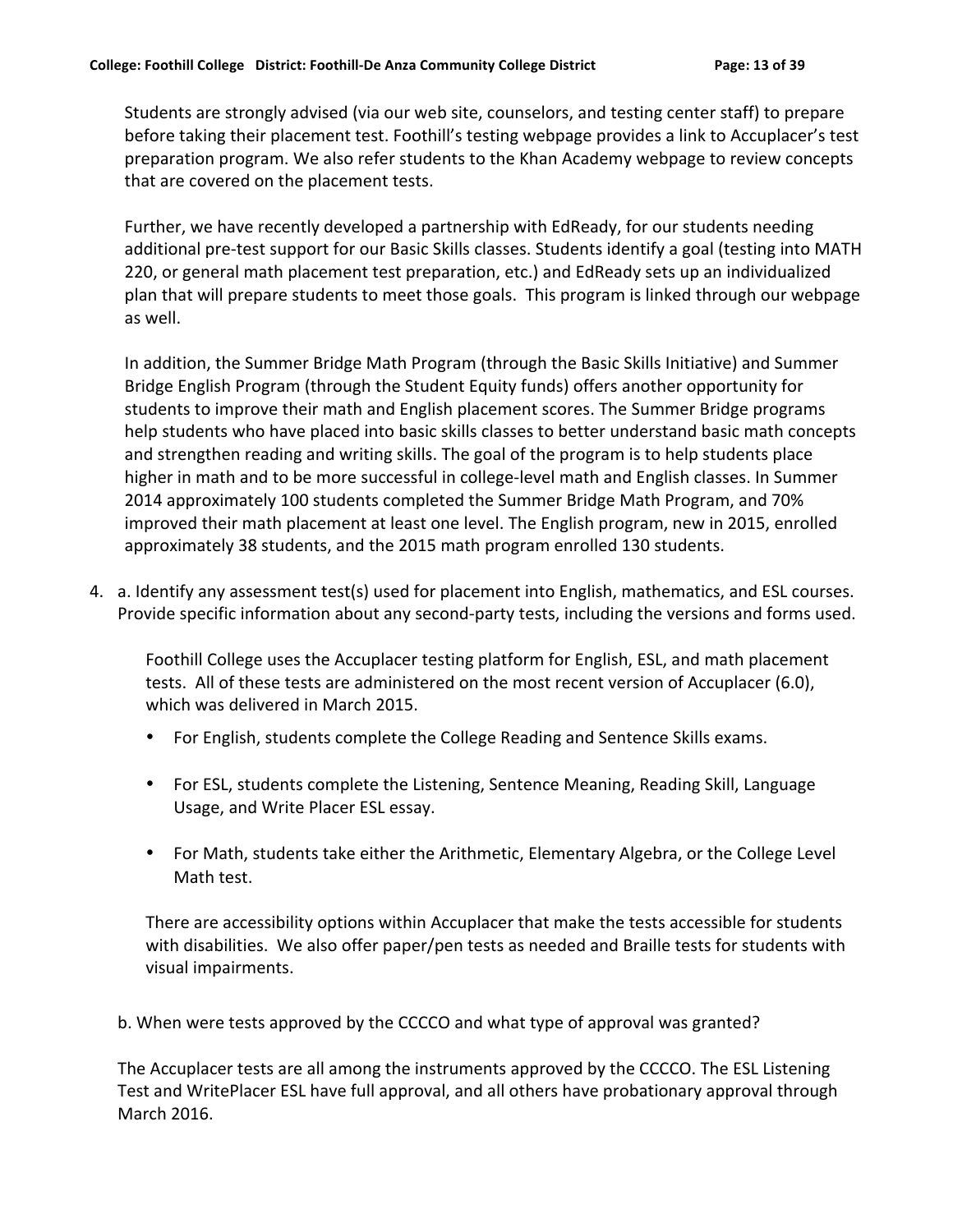Students are strongly advised (via our web site, counselors, and testing center staff) to prepare before taking their placement test. Foothill's testing webpage provides a link to Accuplacer's test preparation program. We also refer students to the Khan Academy webpage to review concepts that are covered on the placement tests.

Further, we have recently developed a partnership with EdReady, for our students needing additional pre-test support for our Basic Skills classes. Students identify a goal (testing into MATH 220, or general math placement test preparation, etc.) and EdReady sets up an individualized plan that will prepare students to meet those goals. This program is linked through our webpage as well.

In addition, the Summer Bridge Math Program (through the Basic Skills Initiative) and Summer Bridge English Program (through the Student Equity funds) offers another opportunity for students to improve their math and English placement scores. The Summer Bridge programs help students who have placed into basic skills classes to better understand basic math concepts and strengthen reading and writing skills. The goal of the program is to help students place higher in math and to be more successful in college-level math and English classes. In Summer 2014 approximately 100 students completed the Summer Bridge Math Program, and 70% improved their math placement at least one level. The English program, new in 2015, enrolled approximately 38 students, and the 2015 math program enrolled 130 students.

4. a. Identify any assessment test(s) used for placement into English, mathematics, and ESL courses. Provide specific information about any second-party tests, including the versions and forms used.

   Foothill College uses the Accuplacer testing platform for English, ESL, and math placement tests. All of these tests are administered on the most recent version of Accuplacer (6.0), which was delivered in March 2015.

   - For English, students complete the College Reading and Sentence Skills exams.
   - For ESL, students complete the Listening, Sentence Meaning, Reading Skill, Language Usage, and Write Placer ESL essay.
   - For Math, students take either the Arithmetic, Elementary Algebra, or the College Level Math test.

   There are accessibility options within Accuplacer that make the tests accessible for students with disabilities. We also offer paper/pen tests as needed and Braille tests for students with visual impairments.

   b. When were tests approved by the CCCCO and what type of approval was granted?

   The Accuplacer tests are all among the instruments approved by the CCCCO. The ESL Listening Test and WritePlacer ESL have full approval, and all others have probationary approval through March 2016.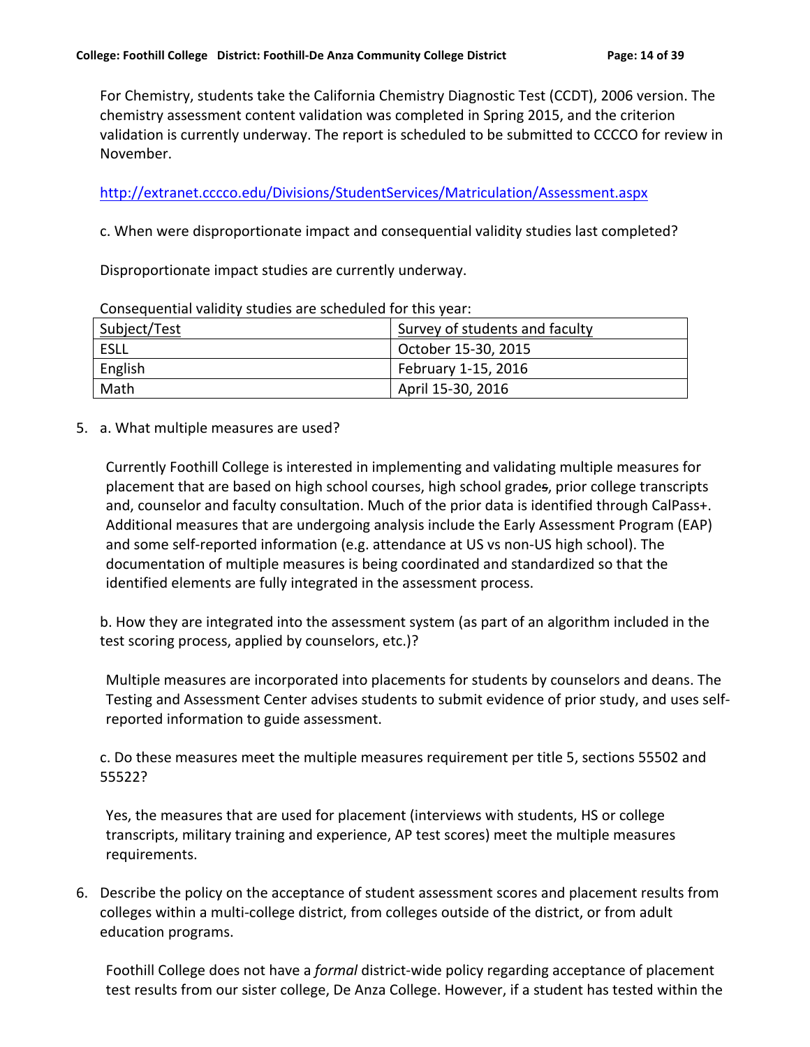For Chemistry, students take the California Chemistry Diagnostic Test (CCDT), 2006 version. The chemistry assessment content validation was completed in Spring 2015, and the criterion validation is currently underway. The report is scheduled to be submitted to CCCCO for review in November.

http://extranet.cccco.edu/Divisions/StudentServices/Matriculation/Assessment.aspx

c. When were disproportionate impact and consequential validity studies last completed?

Disproportionate impact studies are currently underway.

Consequential validity studies are scheduled for this year:

| Subject/Test | Survey of students and faculty |
|---|---|
| ESLL | October 15-30, 2015 |
| English | February 1-15, 2016 |
| Math | April 15-30, 2016 |

5. a. What multiple measures are used?

   Currently Foothill College is interested in implementing and validating multiple measures for placement that are based on high school courses, high school grade~~s~~, prior college transcripts and, counselor and faculty consultation. Much of the prior data is identified through CalPass+. Additional measures that are undergoing analysis include the Early Assessment Program (EAP) and some self-reported information (e.g. attendance at US vs non-US high school). The documentation of multiple measures is being coordinated and standardized so that the identified elements are fully integrated in the assessment process.

   b. How they are integrated into the assessment system (as part of an algorithm included in the test scoring process, applied by counselors, etc.)?

   Multiple measures are incorporated into placements for students by counselors and deans. The Testing and Assessment Center advises students to submit evidence of prior study, and uses self-reported information to guide assessment.

   c. Do these measures meet the multiple measures requirement per title 5, sections 55502 and 55522?

   Yes, the measures that are used for placement (interviews with students, HS or college transcripts, military training and experience, AP test scores) meet the multiple measures requirements.

6. Describe the policy on the acceptance of student assessment scores and placement results from colleges within a multi-college district, from colleges outside of the district, or from adult education programs.

   Foothill College does not have a *formal* district-wide policy regarding acceptance of placement test results from our sister college, De Anza College. However, if a student has tested within the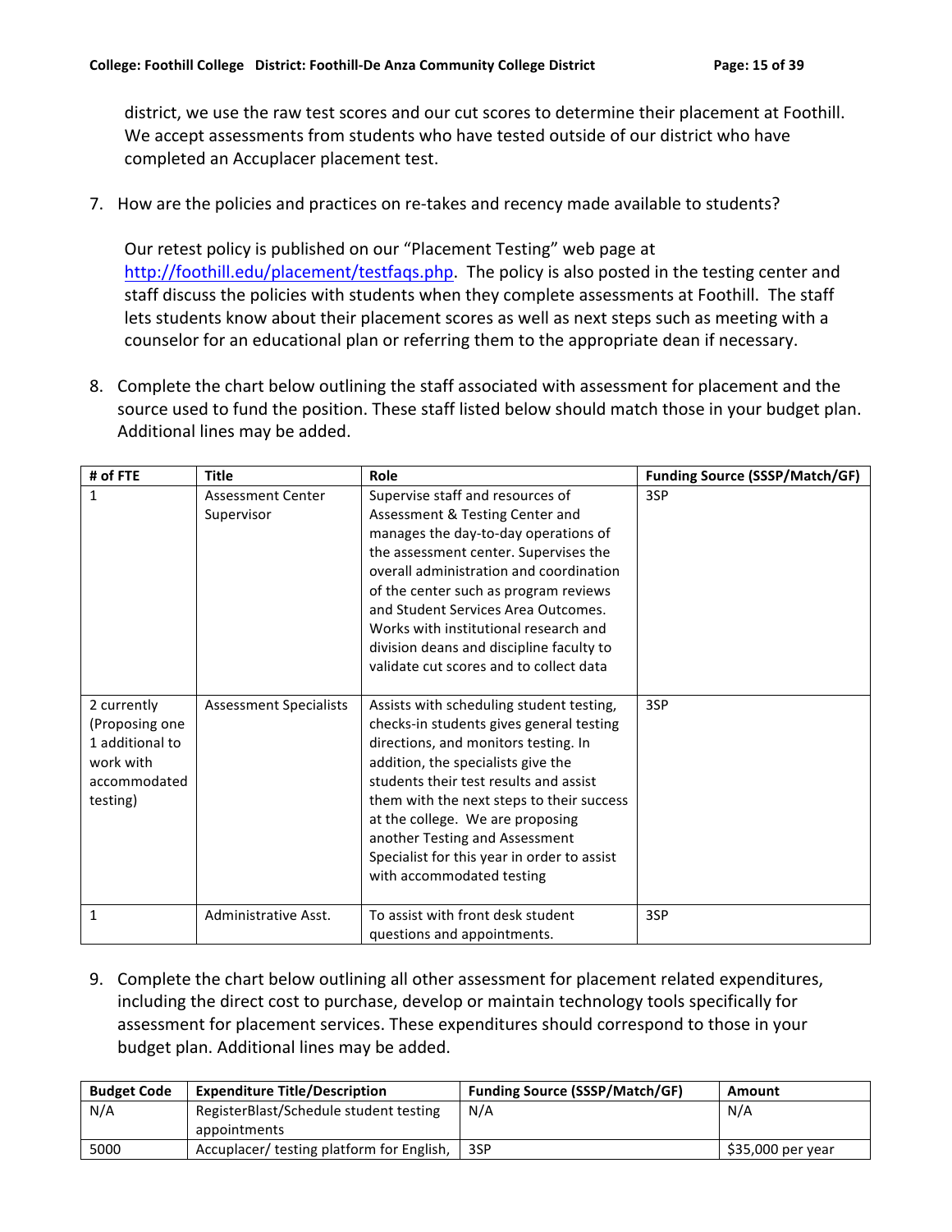district, we use the raw test scores and our cut scores to determine their placement at Foothill. We accept assessments from students who have tested outside of our district who have completed an Accuplacer placement test.

7. How are the policies and practices on re-takes and recency made available to students?

   Our retest policy is published on our "Placement Testing" web page at http://foothill.edu/placement/testfaqs.php. The policy is also posted in the testing center and staff discuss the policies with students when they complete assessments at Foothill. The staff lets students know about their placement scores as well as next steps such as meeting with a counselor for an educational plan or referring them to the appropriate dean if necessary.

8. Complete the chart below outlining the staff associated with assessment for placement and the source used to fund the position. These staff listed below should match those in your budget plan. Additional lines may be added.

| # of FTE | Title | Role | Funding Source (SSSP/Match/GF) |
|---|---|---|---|
| 1 | Assessment Center Supervisor | Supervise staff and resources of Assessment & Testing Center and manages the day-to-day operations of the assessment center. Supervises the overall administration and coordination of the center such as program reviews and Student Services Area Outcomes. Works with institutional research and division deans and discipline faculty to validate cut scores and to collect data | 3SP |
| 2 currently (Proposing one 1 additional to work with accommodated testing) | Assessment Specialists | Assists with scheduling student testing, checks-in students gives general testing directions, and monitors testing. In addition, the specialists give the students their test results and assist them with the next steps to their success at the college. We are proposing another Testing and Assessment Specialist for this year in order to assist with accommodated testing | 3SP |
| 1 | Administrative Asst. | To assist with front desk student questions and appointments. | 3SP |

9. Complete the chart below outlining all other assessment for placement related expenditures, including the direct cost to purchase, develop or maintain technology tools specifically for assessment for placement services. These expenditures should correspond to those in your budget plan. Additional lines may be added.

| Budget Code | Expenditure Title/Description | Funding Source (SSSP/Match/GF) | Amount |
|---|---|---|---|
| N/A | RegisterBlast/Schedule student testing appointments | N/A | N/A |
| 5000 | Accuplacer/ testing platform for English, | 3SP | $35,000 per year |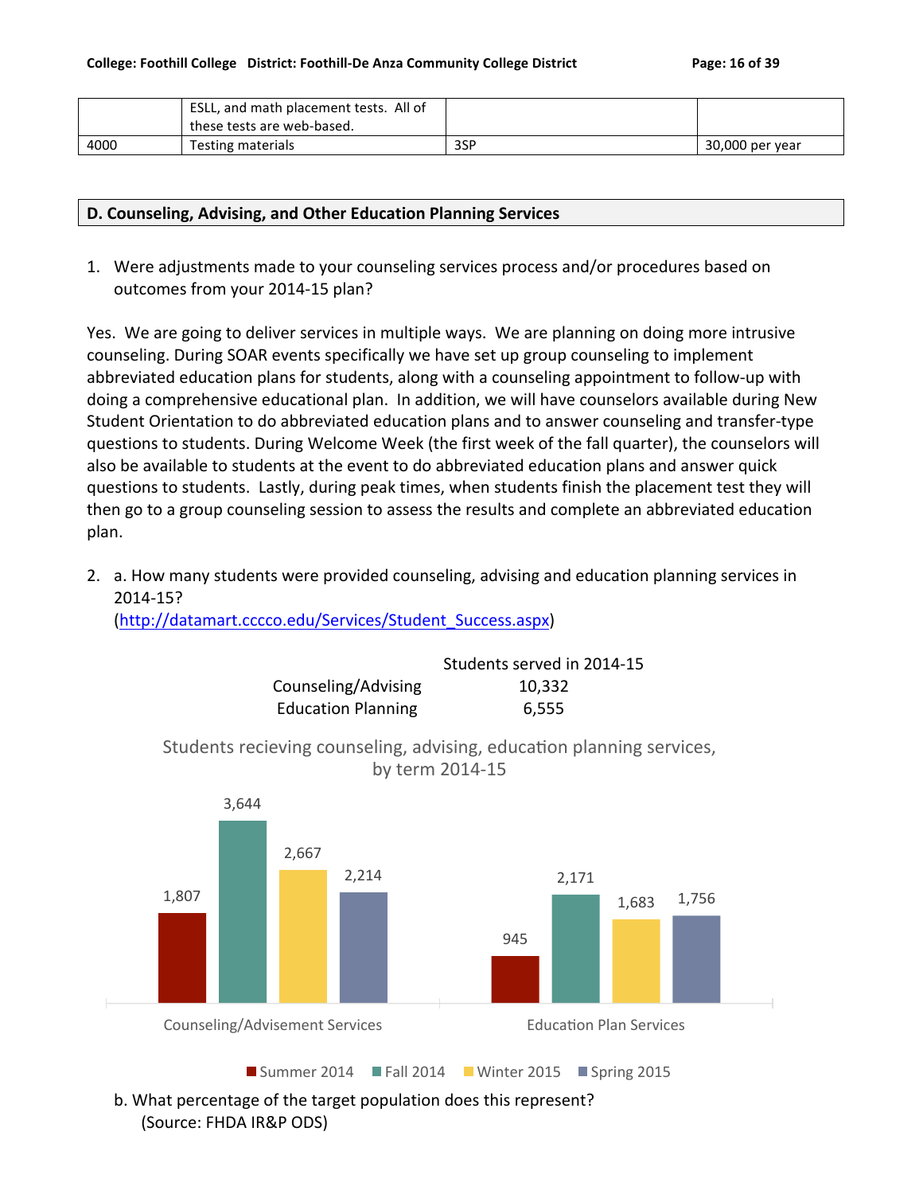| | | | |
|---|---|---|---|
| | ESLL, and math placement tests. All of these tests are web-based. | | |
| 4000 | Testing materials | 3SP | 30,000 per year |

## D. Counseling, Advising, and Other Education Planning Services

1. Were adjustments made to your counseling services process and/or procedures based on outcomes from your 2014-15 plan?

Yes. We are going to deliver services in multiple ways. We are planning on doing more intrusive counseling. During SOAR events specifically we have set up group counseling to implement abbreviated education plans for students, along with a counseling appointment to follow-up with doing a comprehensive educational plan. In addition, we will have counselors available during New Student Orientation to do abbreviated education plans and to answer counseling and transfer-type questions to students. During Welcome Week (the first week of the fall quarter), the counselors will also be available to students at the event to do abbreviated education plans and answer quick questions to students. Lastly, during peak times, when students finish the placement test they will then go to a group counseling session to assess the results and complete an abbreviated education plan.

2. a. How many students were provided counseling, advising and education planning services in 2014-15?
(http://datamart.cccco.edu/Services/Student_Success.aspx)

| | Students served in 2014-15 |
|---|---|
| Counseling/Advising | 10,332 |
| Education Planning | 6,555 |

Students recieving counseling, advising, education planning services, by term 2014-15

1,807
3,644
2,667
2,214
945
2,171
1,683
1,756

Counseling/Advisement Services
Education Plan Services

Summer 2014
Fall 2014
Winter 2015
Spring 2015

b. What percentage of the target population does this represent?
(Source: FHDA IR&P ODS)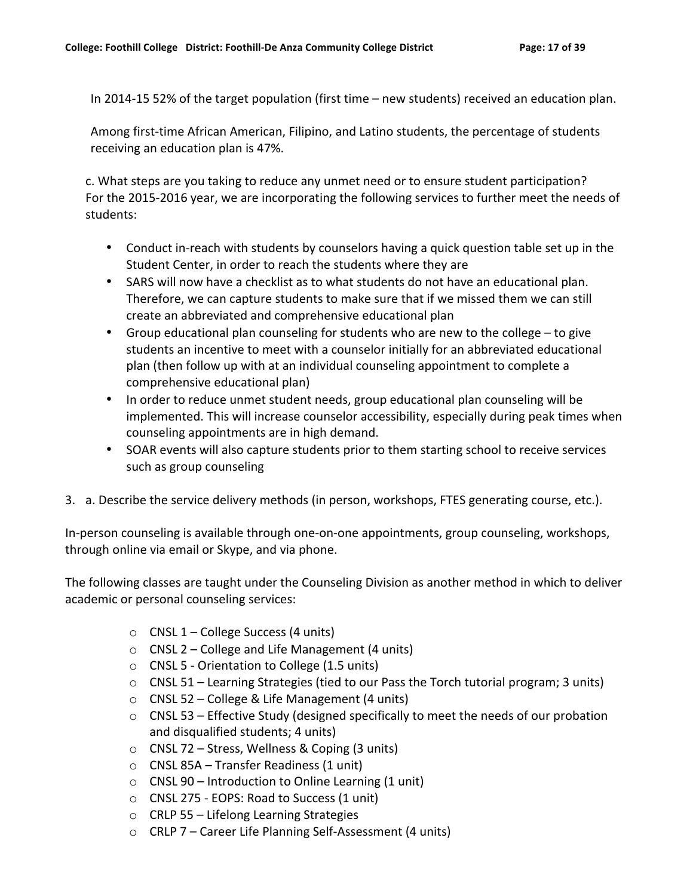In 2014-15 52% of the target population (first time – new students) received an education plan.

Among first-time African American, Filipino, and Latino students, the percentage of students receiving an education plan is 47%.

c. What steps are you taking to reduce any unmet need or to ensure student participation?
For the 2015-2016 year, we are incorporating the following services to further meet the needs of students:

- Conduct in-reach with students by counselors having a quick question table set up in the Student Center, in order to reach the students where they are
- SARS will now have a checklist as to what students do not have an educational plan. Therefore, we can capture students to make sure that if we missed them we can still create an abbreviated and comprehensive educational plan
- Group educational plan counseling for students who are new to the college – to give students an incentive to meet with a counselor initially for an abbreviated educational plan (then follow up with at an individual counseling appointment to complete a comprehensive educational plan)
- In order to reduce unmet student needs, group educational plan counseling will be implemented. This will increase counselor accessibility, especially during peak times when counseling appointments are in high demand.
- SOAR events will also capture students prior to them starting school to receive services such as group counseling

3. a. Describe the service delivery methods (in person, workshops, FTES generating course, etc.).

In-person counseling is available through one-on-one appointments, group counseling, workshops, through online via email or Skype, and via phone.

The following classes are taught under the Counseling Division as another method in which to deliver academic or personal counseling services:

- CNSL 1 – College Success (4 units)
- CNSL 2 – College and Life Management (4 units)
- CNSL 5 - Orientation to College (1.5 units)
- CNSL 51 – Learning Strategies (tied to our Pass the Torch tutorial program; 3 units)
- CNSL 52 – College & Life Management (4 units)
- CNSL 53 – Effective Study (designed specifically to meet the needs of our probation and disqualified students; 4 units)
- CNSL 72 – Stress, Wellness & Coping (3 units)
- CNSL 85A – Transfer Readiness (1 unit)
- CNSL 90 – Introduction to Online Learning (1 unit)
- CNSL 275 - EOPS: Road to Success (1 unit)
- CRLP 55 – Lifelong Learning Strategies
- CRLP 7 – Career Life Planning Self-Assessment (4 units)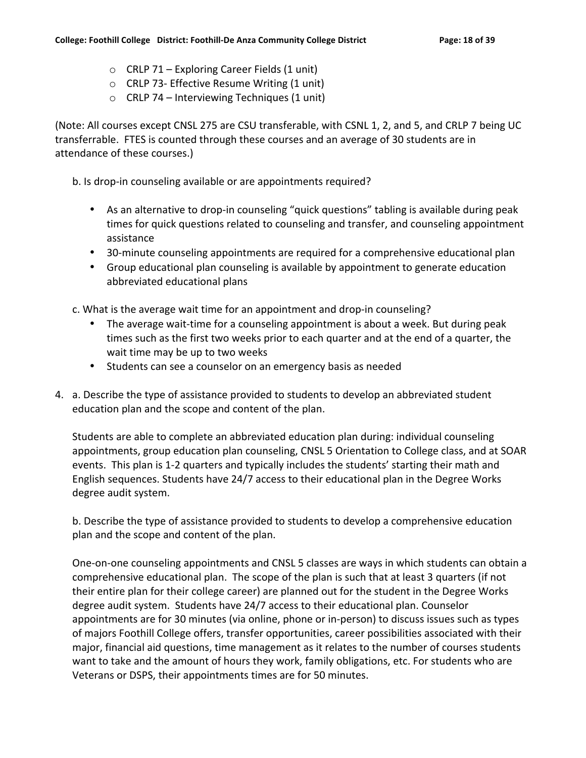- CRLP 71 – Exploring Career Fields (1 unit)
- CRLP 73- Effective Resume Writing (1 unit)
- CRLP 74 – Interviewing Techniques (1 unit)

(Note: All courses except CNSL 275 are CSU transferable, with CSNL 1, 2, and 5, and CRLP 7 being UC transferrable. FTES is counted through these courses and an average of 30 students are in attendance of these courses.)

b. Is drop-in counseling available or are appointments required?

- As an alternative to drop-in counseling "quick questions" tabling is available during peak times for quick questions related to counseling and transfer, and counseling appointment assistance
- 30-minute counseling appointments are required for a comprehensive educational plan
- Group educational plan counseling is available by appointment to generate education abbreviated educational plans

c. What is the average wait time for an appointment and drop-in counseling?

- The average wait-time for a counseling appointment is about a week. But during peak times such as the first two weeks prior to each quarter and at the end of a quarter, the wait time may be up to two weeks
- Students can see a counselor on an emergency basis as needed

4. a. Describe the type of assistance provided to students to develop an abbreviated student education plan and the scope and content of the plan.

   Students are able to complete an abbreviated education plan during: individual counseling appointments, group education plan counseling, CNSL 5 Orientation to College class, and at SOAR events. This plan is 1-2 quarters and typically includes the students' starting their math and English sequences. Students have 24/7 access to their educational plan in the Degree Works degree audit system.

   b. Describe the type of assistance provided to students to develop a comprehensive education plan and the scope and content of the plan.

   One-on-one counseling appointments and CNSL 5 classes are ways in which students can obtain a comprehensive educational plan. The scope of the plan is such that at least 3 quarters (if not their entire plan for their college career) are planned out for the student in the Degree Works degree audit system. Students have 24/7 access to their educational plan. Counselor appointments are for 30 minutes (via online, phone or in-person) to discuss issues such as types of majors Foothill College offers, transfer opportunities, career possibilities associated with their major, financial aid questions, time management as it relates to the number of courses students want to take and the amount of hours they work, family obligations, etc. For students who are Veterans or DSPS, their appointments times are for 50 minutes.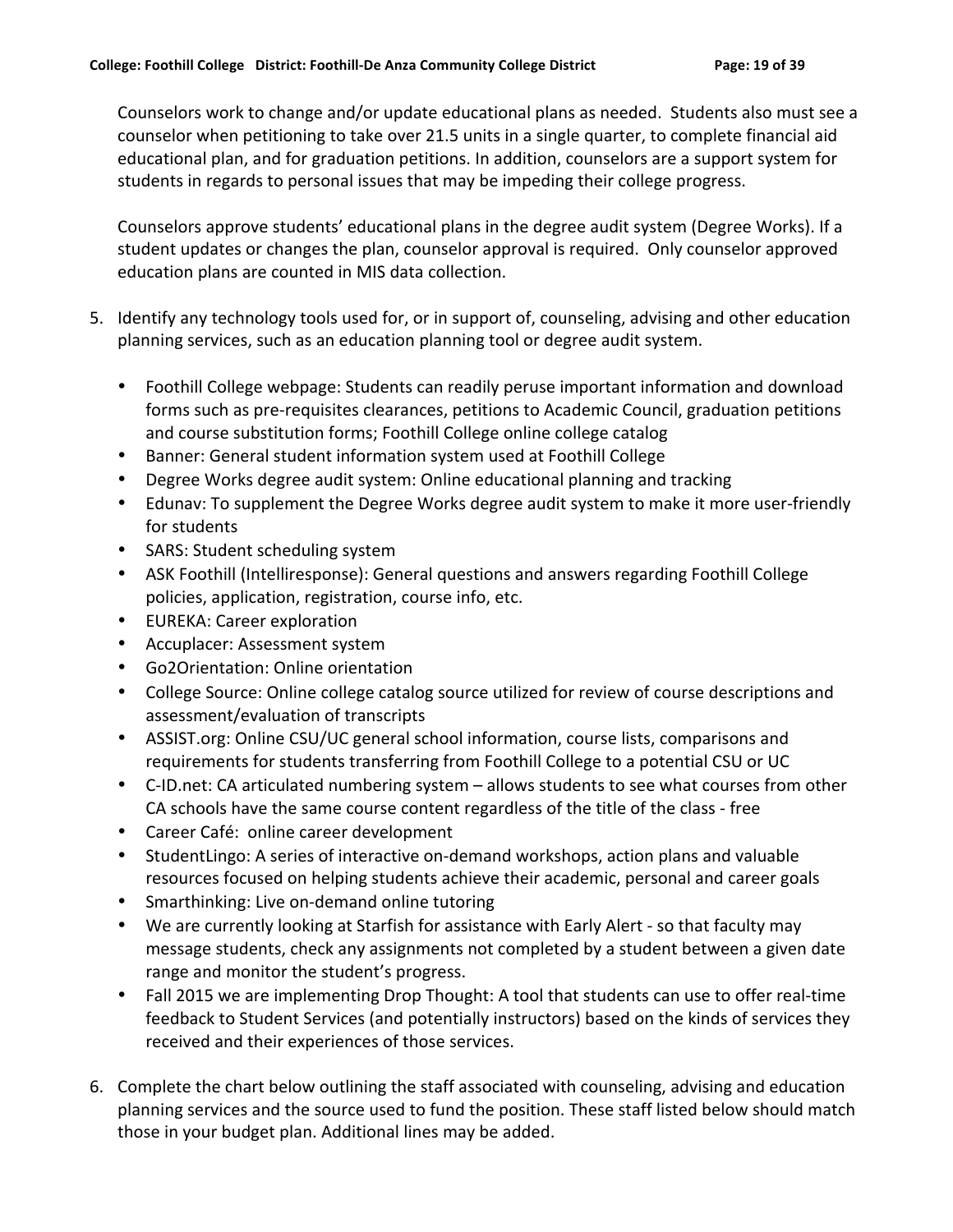Counselors work to change and/or update educational plans as needed. Students also must see a counselor when petitioning to take over 21.5 units in a single quarter, to complete financial aid educational plan, and for graduation petitions. In addition, counselors are a support system for students in regards to personal issues that may be impeding their college progress.

Counselors approve students' educational plans in the degree audit system (Degree Works). If a student updates or changes the plan, counselor approval is required. Only counselor approved education plans are counted in MIS data collection.

5. Identify any technology tools used for, or in support of, counseling, advising and other education planning services, such as an education planning tool or degree audit system.

   - Foothill College webpage: Students can readily peruse important information and download forms such as pre-requisites clearances, petitions to Academic Council, graduation petitions and course substitution forms; Foothill College online college catalog
   - Banner: General student information system used at Foothill College
   - Degree Works degree audit system: Online educational planning and tracking
   - Edunav: To supplement the Degree Works degree audit system to make it more user-friendly for students
   - SARS: Student scheduling system
   - ASK Foothill (Intelliresponse): General questions and answers regarding Foothill College policies, application, registration, course info, etc.
   - EUREKA: Career exploration
   - Accuplacer: Assessment system
   - Go2Orientation: Online orientation
   - College Source: Online college catalog source utilized for review of course descriptions and assessment/evaluation of transcripts
   - ASSIST.org: Online CSU/UC general school information, course lists, comparisons and requirements for students transferring from Foothill College to a potential CSU or UC
   - C-ID.net: CA articulated numbering system – allows students to see what courses from other CA schools have the same course content regardless of the title of the class - free
   - Career Café: online career development
   - StudentLingo: A series of interactive on-demand workshops, action plans and valuable resources focused on helping students achieve their academic, personal and career goals
   - Smarthinking: Live on-demand online tutoring
   - We are currently looking at Starfish for assistance with Early Alert - so that faculty may message students, check any assignments not completed by a student between a given date range and monitor the student's progress.
   - Fall 2015 we are implementing Drop Thought: A tool that students can use to offer real-time feedback to Student Services (and potentially instructors) based on the kinds of services they received and their experiences of those services.

6. Complete the chart below outlining the staff associated with counseling, advising and education planning services and the source used to fund the position. These staff listed below should match those in your budget plan. Additional lines may be added.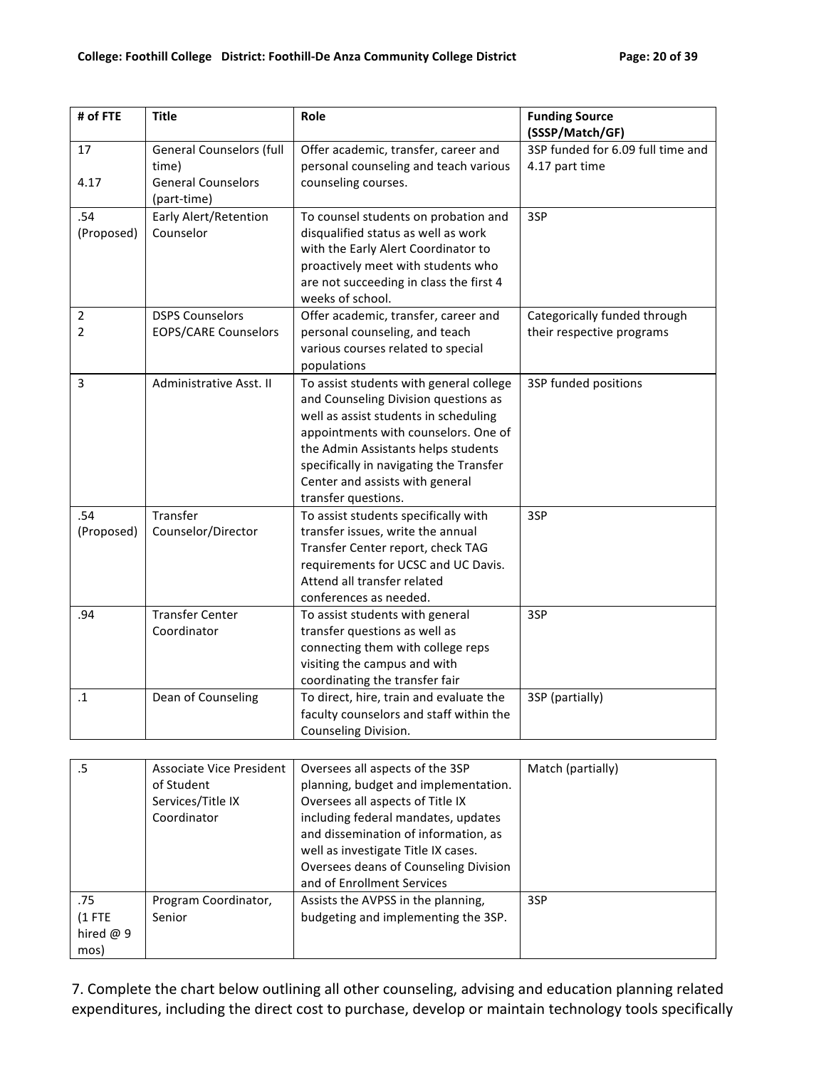| # of FTE | Title | Role | Funding Source (SSSP/Match/GF) |
|---|---|---|---|
| 17<br><br>4.17 | General Counselors (full time)<br>General Counselors (part-time) | Offer academic, transfer, career and personal counseling and teach various counseling courses. | 3SP funded for 6.09 full time and 4.17 part time |
| .54 (Proposed) | Early Alert/Retention Counselor | To counsel students on probation and disqualified status as well as work with the Early Alert Coordinator to proactively meet with students who are not succeeding in class the first 4 weeks of school. | 3SP |
| 2<br>2 | DSPS Counselors<br>EOPS/CARE Counselors | Offer academic, transfer, career and personal counseling, and teach various courses related to special populations | Categorically funded through their respective programs |
| 3 | Administrative Asst. II | To assist students with general college and Counseling Division questions as well as assist students in scheduling appointments with counselors. One of the Admin Assistants helps students specifically in navigating the Transfer Center and assists with general transfer questions. | 3SP funded positions |
| .54 (Proposed) | Transfer Counselor/Director | To assist students specifically with transfer issues, write the annual Transfer Center report, check TAG requirements for UCSC and UC Davis. Attend all transfer related conferences as needed. | 3SP |
| .94 | Transfer Center Coordinator | To assist students with general transfer questions as well as connecting them with college reps visiting the campus and with coordinating the transfer fair | 3SP |
| .1 | Dean of Counseling | To direct, hire, train and evaluate the faculty counselors and staff within the Counseling Division. | 3SP (partially) |
| .5 | Associate Vice President of Student Services/Title IX Coordinator | Oversees all aspects of the 3SP planning, budget and implementation. Oversees all aspects of Title IX including federal mandates, updates and dissemination of information, as well as investigate Title IX cases. Oversees deans of Counseling Division and of Enrollment Services | Match (partially) |
| .75 (1 FTE hired @ 9 mos) | Program Coordinator, Senior | Assists the AVPSS in the planning, budgeting and implementing the 3SP. | 3SP |

7. Complete the chart below outlining all other counseling, advising and education planning related expenditures, including the direct cost to purchase, develop or maintain technology tools specifically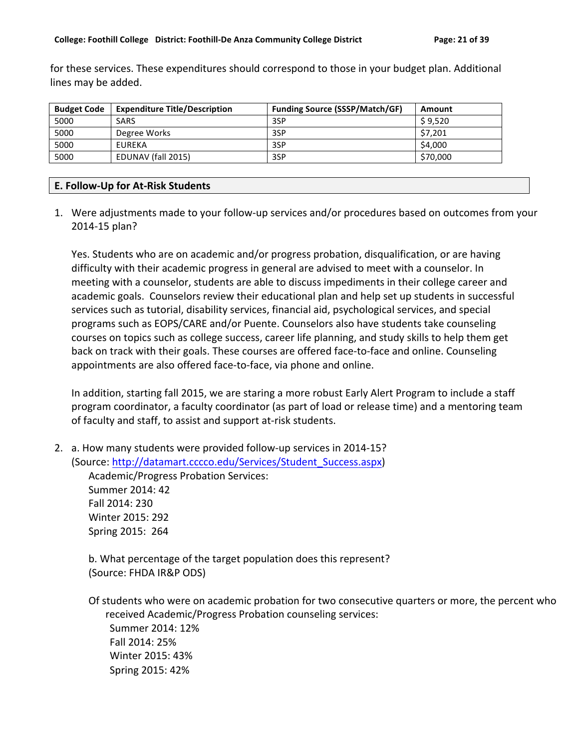for these services. These expenditures should correspond to those in your budget plan. Additional lines may be added.

| Budget Code | Expenditure Title/Description | Funding Source (SSSP/Match/GF) | Amount |
|---|---|---|---|
| 5000 | SARS | 3SP | $ 9,520 |
| 5000 | Degree Works | 3SP | $7,201 |
| 5000 | EUREKA | 3SP | $4,000 |
| 5000 | EDUNAV (fall 2015) | 3SP | $70,000 |

## E. Follow-Up for At-Risk Students

1. Were adjustments made to your follow-up services and/or procedures based on outcomes from your 2014-15 plan?

   Yes. Students who are on academic and/or progress probation, disqualification, or are having difficulty with their academic progress in general are advised to meet with a counselor. In meeting with a counselor, students are able to discuss impediments in their college career and academic goals. Counselors review their educational plan and help set up students in successful services such as tutorial, disability services, financial aid, psychological services, and special programs such as EOPS/CARE and/or Puente. Counselors also have students take counseling courses on topics such as college success, career life planning, and study skills to help them get back on track with their goals. These courses are offered face-to-face and online. Counseling appointments are also offered face-to-face, via phone and online.

   In addition, starting fall 2015, we are staring a more robust Early Alert Program to include a staff program coordinator, a faculty coordinator (as part of load or release time) and a mentoring team of faculty and staff, to assist and support at-risk students.

2. a. How many students were provided follow-up services in 2014-15?
   (Source: http://datamart.cccco.edu/Services/Student_Success.aspx)

   Academic/Progress Probation Services:
   Summer 2014: 42
   Fall 2014: 230
   Winter 2015: 292
   Spring 2015: 264

   b. What percentage of the target population does this represent?
   (Source: FHDA IR&P ODS)

   Of students who were on academic probation for two consecutive quarters or more, the percent who received Academic/Progress Probation counseling services:
   Summer 2014: 12%
   Fall 2014: 25%
   Winter 2015: 43%
   Spring 2015: 42%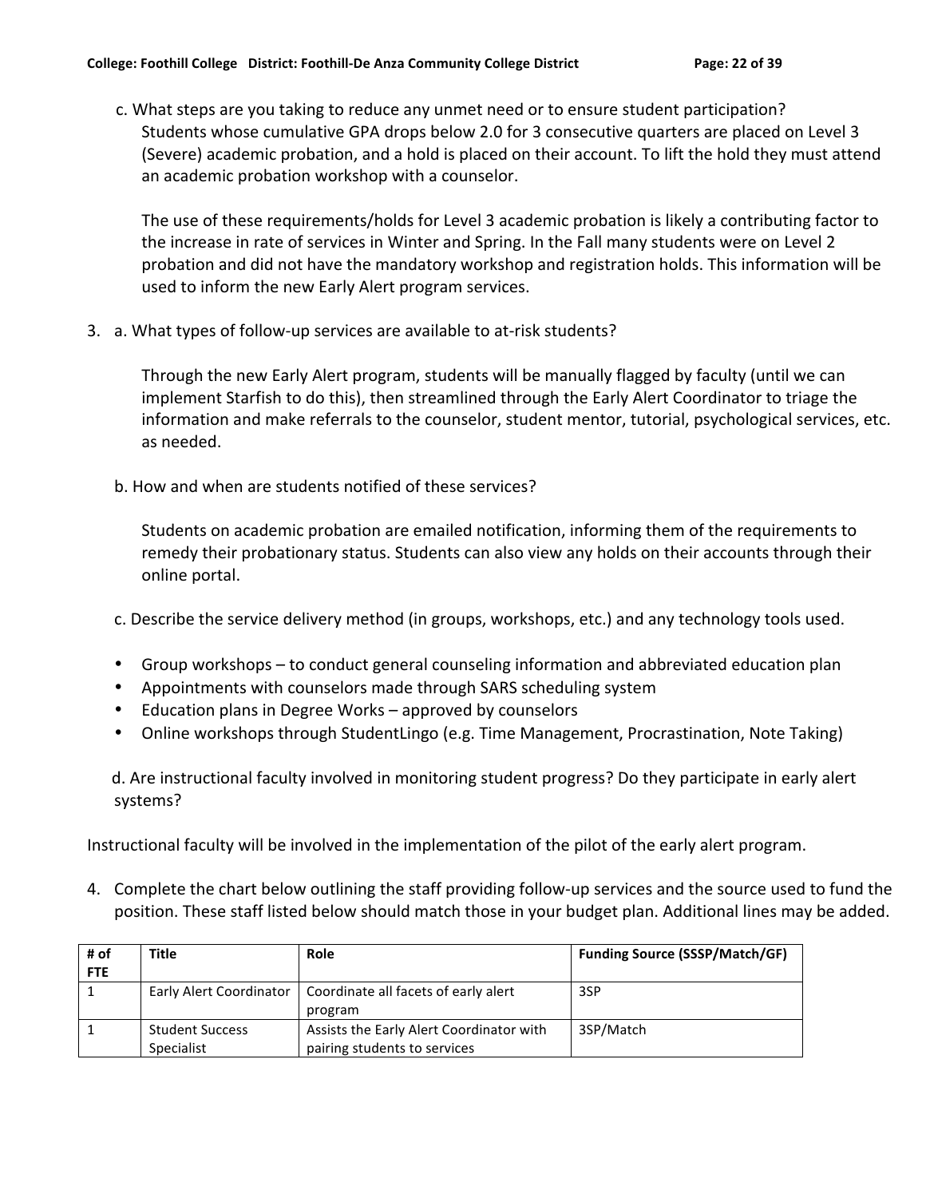c. What steps are you taking to reduce any unmet need or to ensure student participation?

Students whose cumulative GPA drops below 2.0 for 3 consecutive quarters are placed on Level 3 (Severe) academic probation, and a hold is placed on their account. To lift the hold they must attend an academic probation workshop with a counselor.

The use of these requirements/holds for Level 3 academic probation is likely a contributing factor to the increase in rate of services in Winter and Spring. In the Fall many students were on Level 2 probation and did not have the mandatory workshop and registration holds. This information will be used to inform the new Early Alert program services.

3. a. What types of follow-up services are available to at-risk students?

   Through the new Early Alert program, students will be manually flagged by faculty (until we can implement Starfish to do this), then streamlined through the Early Alert Coordinator to triage the information and make referrals to the counselor, student mentor, tutorial, psychological services, etc. as needed.

   b. How and when are students notified of these services?

   Students on academic probation are emailed notification, informing them of the requirements to remedy their probationary status. Students can also view any holds on their accounts through their online portal.

   c. Describe the service delivery method (in groups, workshops, etc.) and any technology tools used.

   - Group workshops – to conduct general counseling information and abbreviated education plan
   - Appointments with counselors made through SARS scheduling system
   - Education plans in Degree Works – approved by counselors
   - Online workshops through StudentLingo (e.g. Time Management, Procrastination, Note Taking)

   d. Are instructional faculty involved in monitoring student progress? Do they participate in early alert systems?

Instructional faculty will be involved in the implementation of the pilot of the early alert program.

4. Complete the chart below outlining the staff providing follow-up services and the source used to fund the position. These staff listed below should match those in your budget plan. Additional lines may be added.

| # of FTE | Title | Role | Funding Source (SSSP/Match/GF) |
|---|---|---|---|
| 1 | Early Alert Coordinator | Coordinate all facets of early alert program | 3SP |
| 1 | Student Success Specialist | Assists the Early Alert Coordinator with pairing students to services | 3SP/Match |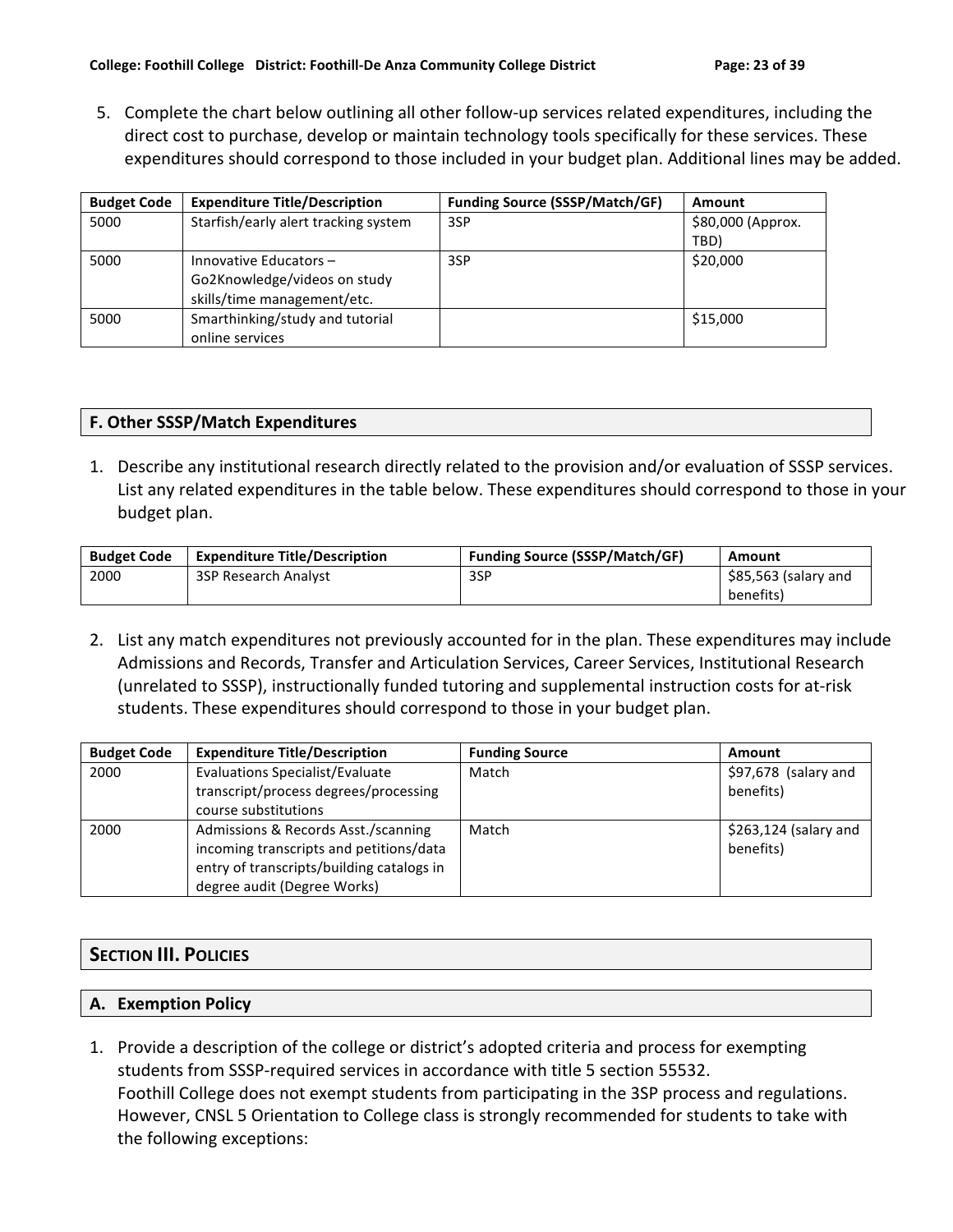5. Complete the chart below outlining all other follow-up services related expenditures, including the direct cost to purchase, develop or maintain technology tools specifically for these services. These expenditures should correspond to those included in your budget plan. Additional lines may be added.

| Budget Code | Expenditure Title/Description | Funding Source (SSSP/Match/GF) | Amount |
|---|---|---|---|
| 5000 | Starfish/early alert tracking system | 3SP | $80,000 (Approx. TBD) |
| 5000 | Innovative Educators – Go2Knowledge/videos on study skills/time management/etc. | 3SP | $20,000 |
| 5000 | Smarthinking/study and tutorial online services | | $15,000 |

## F. Other SSSP/Match Expenditures

1. Describe any institutional research directly related to the provision and/or evaluation of SSSP services. List any related expenditures in the table below. These expenditures should correspond to those in your budget plan.

| Budget Code | Expenditure Title/Description | Funding Source (SSSP/Match/GF) | Amount |
|---|---|---|---|
| 2000 | 3SP Research Analyst | 3SP | $85,563 (salary and benefits) |

2. List any match expenditures not previously accounted for in the plan. These expenditures may include Admissions and Records, Transfer and Articulation Services, Career Services, Institutional Research (unrelated to SSSP), instructionally funded tutoring and supplemental instruction costs for at-risk students. These expenditures should correspond to those in your budget plan.

| Budget Code | Expenditure Title/Description | Funding Source | Amount |
|---|---|---|---|
| 2000 | Evaluations Specialist/Evaluate transcript/process degrees/processing course substitutions | Match | $97,678 (salary and benefits) |
| 2000 | Admissions & Records Asst./scanning incoming transcripts and petitions/data entry of transcripts/building catalogs in degree audit (Degree Works) | Match | $263,124 (salary and benefits) |

## SECTION III. POLICIES

## A. Exemption Policy

1. Provide a description of the college or district's adopted criteria and process for exempting students from SSSP-required services in accordance with title 5 section 55532.
   Foothill College does not exempt students from participating in the 3SP process and regulations. However, CNSL 5 Orientation to College class is strongly recommended for students to take with the following exceptions: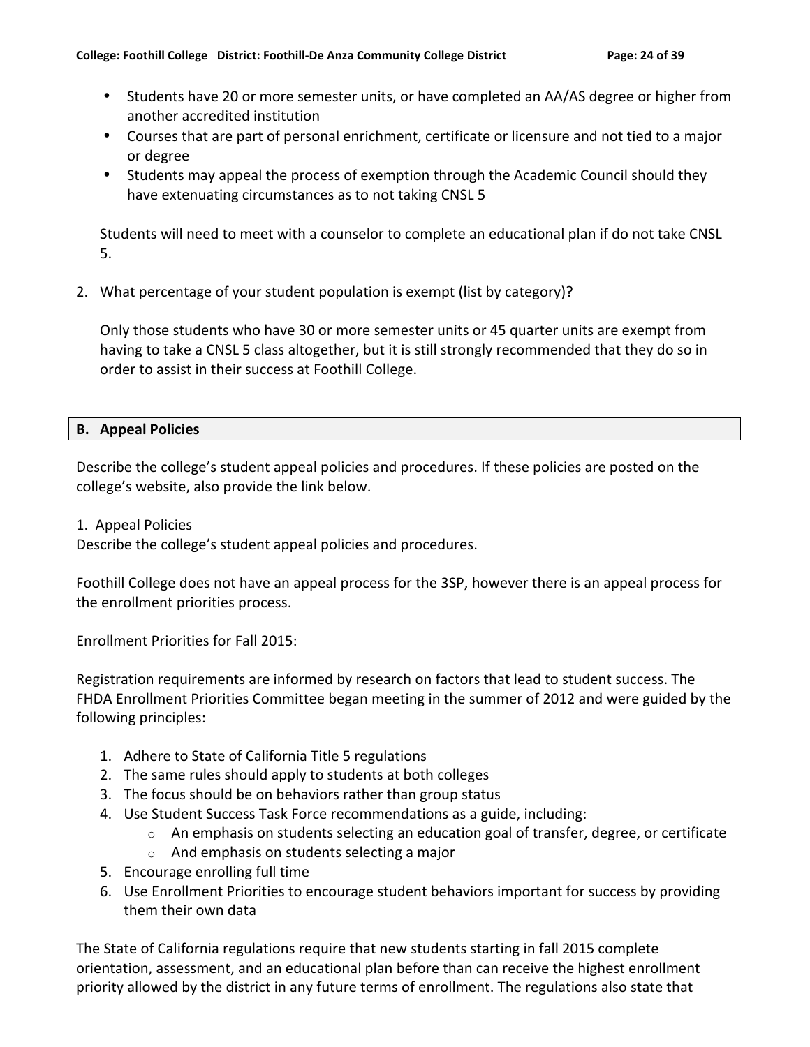- Students have 20 or more semester units, or have completed an AA/AS degree or higher from another accredited institution
- Courses that are part of personal enrichment, certificate or licensure and not tied to a major or degree
- Students may appeal the process of exemption through the Academic Council should they have extenuating circumstances as to not taking CNSL 5

Students will need to meet with a counselor to complete an educational plan if do not take CNSL 5.

2. What percentage of your student population is exempt (list by category)?

   Only those students who have 30 or more semester units or 45 quarter units are exempt from having to take a CNSL 5 class altogether, but it is still strongly recommended that they do so in order to assist in their success at Foothill College.

## B. Appeal Policies

Describe the college's student appeal policies and procedures. If these policies are posted on the college's website, also provide the link below.

1. Appeal Policies
Describe the college's student appeal policies and procedures.

Foothill College does not have an appeal process for the 3SP, however there is an appeal process for the enrollment priorities process.

Enrollment Priorities for Fall 2015:

Registration requirements are informed by research on factors that lead to student success. The FHDA Enrollment Priorities Committee began meeting in the summer of 2012 and were guided by the following principles:

1. Adhere to State of California Title 5 regulations
2. The same rules should apply to students at both colleges
3. The focus should be on behaviors rather than group status
4. Use Student Success Task Force recommendations as a guide, including:
   - An emphasis on students selecting an education goal of transfer, degree, or certificate
   - And emphasis on students selecting a major
5. Encourage enrolling full time
6. Use Enrollment Priorities to encourage student behaviors important for success by providing them their own data

The State of California regulations require that new students starting in fall 2015 complete orientation, assessment, and an educational plan before than can receive the highest enrollment priority allowed by the district in any future terms of enrollment. The regulations also state that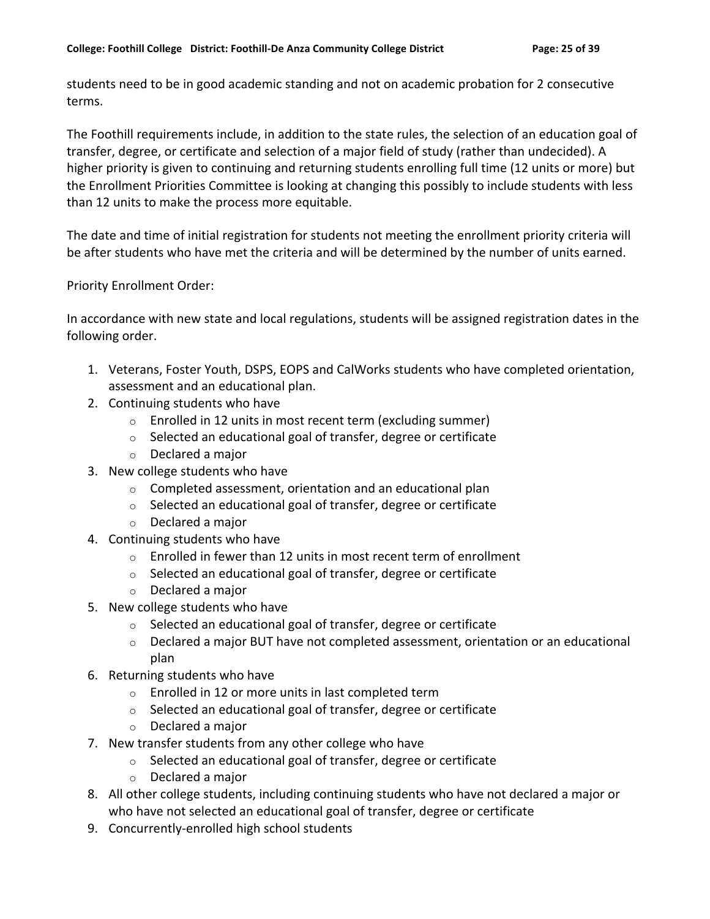students need to be in good academic standing and not on academic probation for 2 consecutive terms.

The Foothill requirements include, in addition to the state rules, the selection of an education goal of transfer, degree, or certificate and selection of a major field of study (rather than undecided). A higher priority is given to continuing and returning students enrolling full time (12 units or more) but the Enrollment Priorities Committee is looking at changing this possibly to include students with less than 12 units to make the process more equitable.

The date and time of initial registration for students not meeting the enrollment priority criteria will be after students who have met the criteria and will be determined by the number of units earned.

Priority Enrollment Order:

In accordance with new state and local regulations, students will be assigned registration dates in the following order.

1. Veterans, Foster Youth, DSPS, EOPS and CalWorks students who have completed orientation, assessment and an educational plan.
2. Continuing students who have
   - Enrolled in 12 units in most recent term (excluding summer)
   - Selected an educational goal of transfer, degree or certificate
   - Declared a major
3. New college students who have
   - Completed assessment, orientation and an educational plan
   - Selected an educational goal of transfer, degree or certificate
   - Declared a major
4. Continuing students who have
   - Enrolled in fewer than 12 units in most recent term of enrollment
   - Selected an educational goal of transfer, degree or certificate
   - Declared a major
5. New college students who have
   - Selected an educational goal of transfer, degree or certificate
   - Declared a major BUT have not completed assessment, orientation or an educational plan
6. Returning students who have
   - Enrolled in 12 or more units in last completed term
   - Selected an educational goal of transfer, degree or certificate
   - Declared a major
7. New transfer students from any other college who have
   - Selected an educational goal of transfer, degree or certificate
   - Declared a major
8. All other college students, including continuing students who have not declared a major or who have not selected an educational goal of transfer, degree or certificate
9. Concurrently-enrolled high school students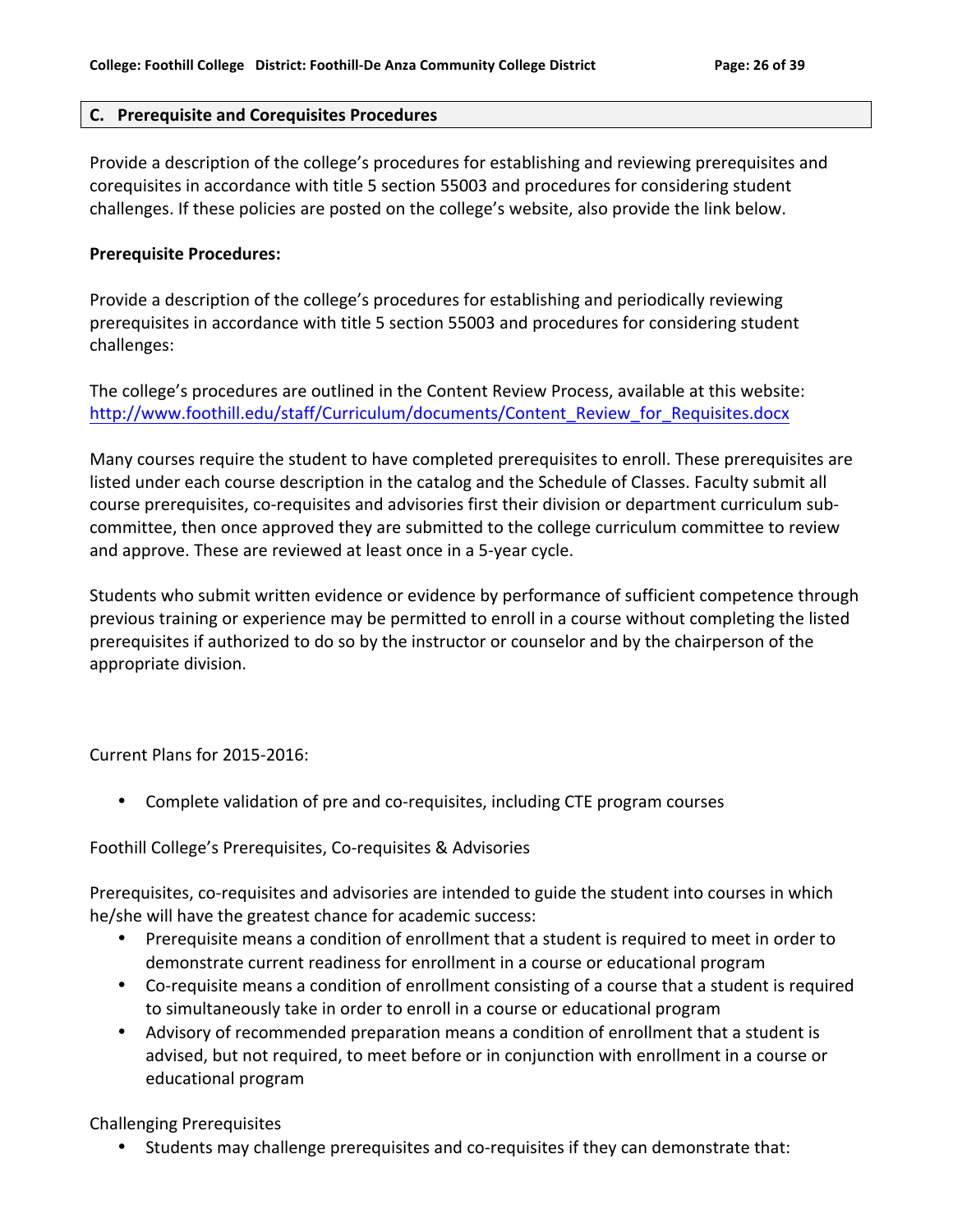## C. Prerequisite and Corequisites Procedures

Provide a description of the college's procedures for establishing and reviewing prerequisites and corequisites in accordance with title 5 section 55003 and procedures for considering student challenges. If these policies are posted on the college's website, also provide the link below.

**Prerequisite Procedures:**

Provide a description of the college's procedures for establishing and periodically reviewing prerequisites in accordance with title 5 section 55003 and procedures for considering student challenges:

The college's procedures are outlined in the Content Review Process, available at this website: http://www.foothill.edu/staff/Curriculum/documents/Content_Review_for_Requisites.docx

Many courses require the student to have completed prerequisites to enroll. These prerequisites are listed under each course description in the catalog and the Schedule of Classes. Faculty submit all course prerequisites, co-requisites and advisories first their division or department curriculum sub-committee, then once approved they are submitted to the college curriculum committee to review and approve. These are reviewed at least once in a 5-year cycle.

Students who submit written evidence or evidence by performance of sufficient competence through previous training or experience may be permitted to enroll in a course without completing the listed prerequisites if authorized to do so by the instructor or counselor and by the chairperson of the appropriate division.

Current Plans for 2015-2016:

- Complete validation of pre and co-requisites, including CTE program courses

Foothill College's Prerequisites, Co-requisites & Advisories

Prerequisites, co-requisites and advisories are intended to guide the student into courses in which he/she will have the greatest chance for academic success:

- Prerequisite means a condition of enrollment that a student is required to meet in order to demonstrate current readiness for enrollment in a course or educational program
- Co-requisite means a condition of enrollment consisting of a course that a student is required to simultaneously take in order to enroll in a course or educational program
- Advisory of recommended preparation means a condition of enrollment that a student is advised, but not required, to meet before or in conjunction with enrollment in a course or educational program

Challenging Prerequisites

- Students may challenge prerequisites and co-requisites if they can demonstrate that: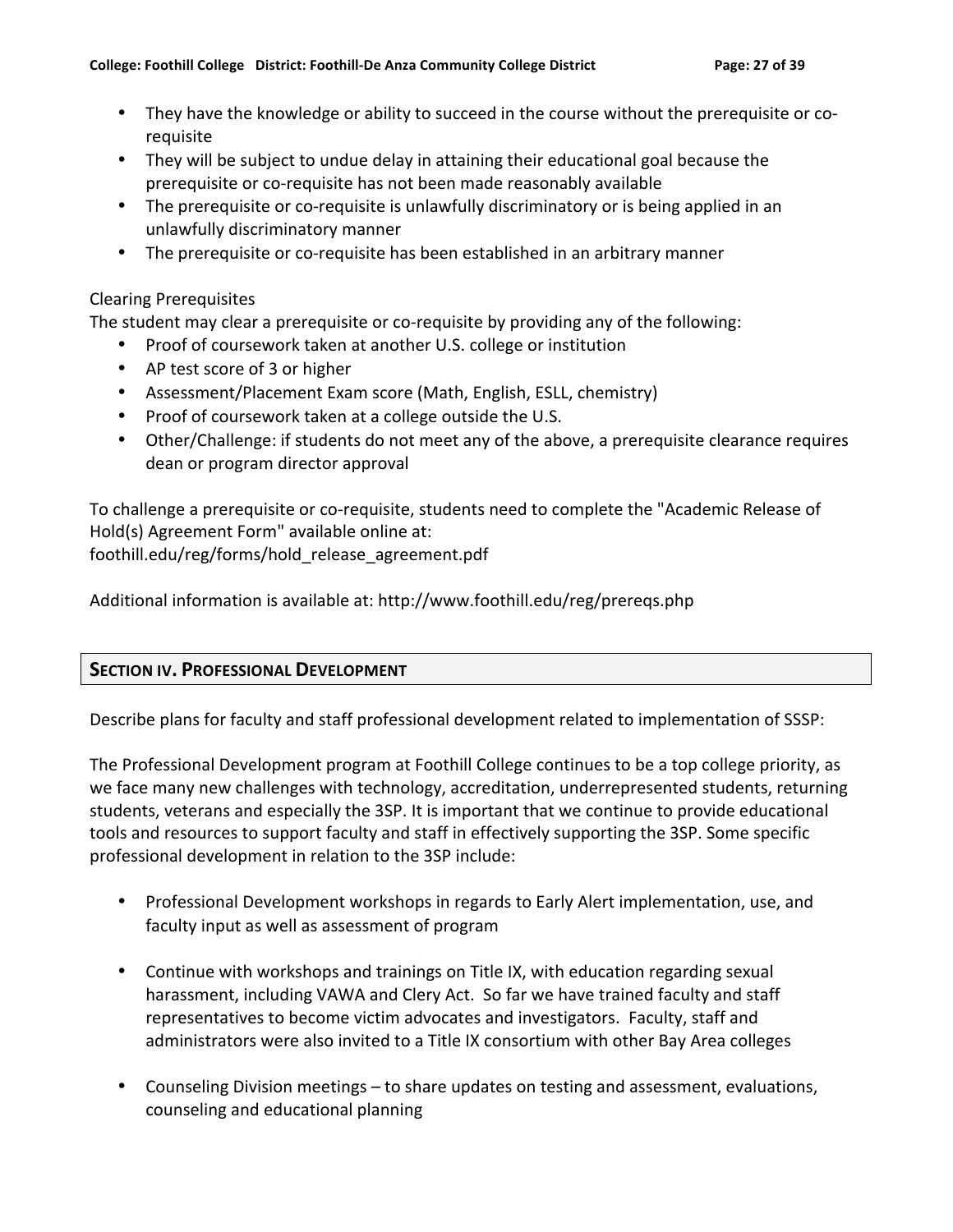- They have the knowledge or ability to succeed in the course without the prerequisite or co-requisite
- They will be subject to undue delay in attaining their educational goal because the prerequisite or co-requisite has not been made reasonably available
- The prerequisite or co-requisite is unlawfully discriminatory or is being applied in an unlawfully discriminatory manner
- The prerequisite or co-requisite has been established in an arbitrary manner

Clearing Prerequisites

The student may clear a prerequisite or co-requisite by providing any of the following:

- Proof of coursework taken at another U.S. college or institution
- AP test score of 3 or higher
- Assessment/Placement Exam score (Math, English, ESLL, chemistry)
- Proof of coursework taken at a college outside the U.S.
- Other/Challenge: if students do not meet any of the above, a prerequisite clearance requires dean or program director approval

To challenge a prerequisite or co-requisite, students need to complete the "Academic Release of Hold(s) Agreement Form" available online at:
foothill.edu/reg/forms/hold_release_agreement.pdf

Additional information is available at: http://www.foothill.edu/reg/prereqs.php

## SECTION IV. PROFESSIONAL DEVELOPMENT

Describe plans for faculty and staff professional development related to implementation of SSSP:

The Professional Development program at Foothill College continues to be a top college priority, as we face many new challenges with technology, accreditation, underrepresented students, returning students, veterans and especially the 3SP. It is important that we continue to provide educational tools and resources to support faculty and staff in effectively supporting the 3SP. Some specific professional development in relation to the 3SP include:

- Professional Development workshops in regards to Early Alert implementation, use, and faculty input as well as assessment of program

- Continue with workshops and trainings on Title IX, with education regarding sexual harassment, including VAWA and Clery Act. So far we have trained faculty and staff representatives to become victim advocates and investigators. Faculty, staff and administrators were also invited to a Title IX consortium with other Bay Area colleges

- Counseling Division meetings – to share updates on testing and assessment, evaluations, counseling and educational planning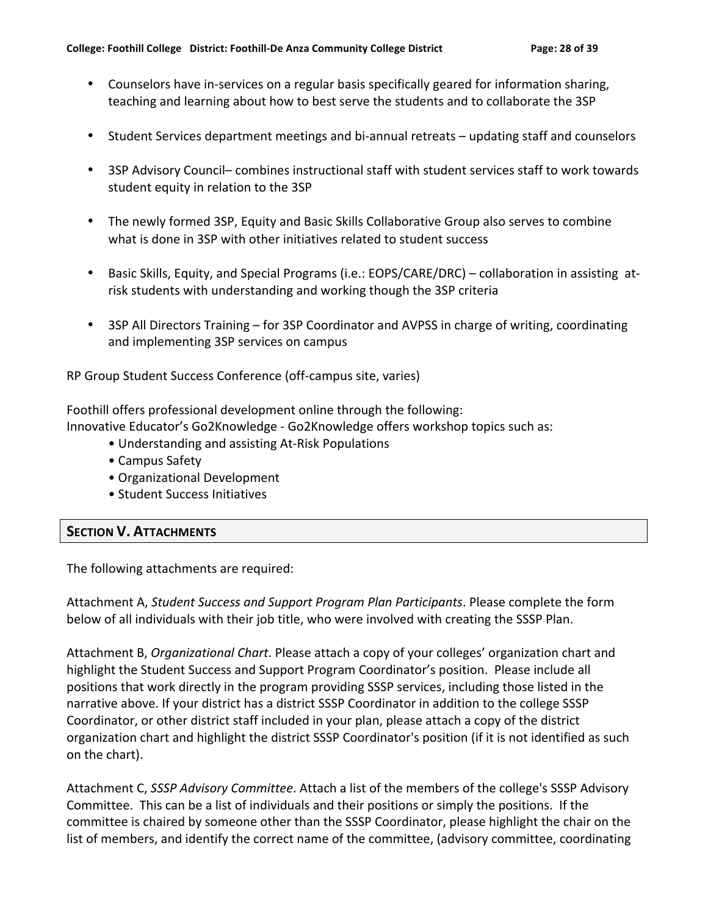- Counselors have in-services on a regular basis specifically geared for information sharing, teaching and learning about how to best serve the students and to collaborate the 3SP
- Student Services department meetings and bi-annual retreats – updating staff and counselors
- 3SP Advisory Council– combines instructional staff with student services staff to work towards student equity in relation to the 3SP
- The newly formed 3SP, Equity and Basic Skills Collaborative Group also serves to combine what is done in 3SP with other initiatives related to student success
- Basic Skills, Equity, and Special Programs (i.e.: EOPS/CARE/DRC) – collaboration in assisting at-risk students with understanding and working though the 3SP criteria
- 3SP All Directors Training – for 3SP Coordinator and AVPSS in charge of writing, coordinating and implementing 3SP services on campus

RP Group Student Success Conference (off-campus site, varies)

Foothill offers professional development online through the following:
Innovative Educator's Go2Knowledge - Go2Knowledge offers workshop topics such as:

- Understanding and assisting At-Risk Populations
- Campus Safety
- Organizational Development
- Student Success Initiatives

## SECTION V. ATTACHMENTS

The following attachments are required:

Attachment A, *Student Success and Support Program Plan Participants*. Please complete the form below of all individuals with their job title, who were involved with creating the SSSP Plan.

Attachment B, *Organizational Chart*. Please attach a copy of your colleges' organization chart and highlight the Student Success and Support Program Coordinator's position. Please include all positions that work directly in the program providing SSSP services, including those listed in the narrative above. If your district has a district SSSP Coordinator in addition to the college SSSP Coordinator, or other district staff included in your plan, please attach a copy of the district organization chart and highlight the district SSSP Coordinator's position (if it is not identified as such on the chart).

Attachment C, *SSSP Advisory Committee*. Attach a list of the members of the college's SSSP Advisory Committee. This can be a list of individuals and their positions or simply the positions. If the committee is chaired by someone other than the SSSP Coordinator, please highlight the chair on the list of members, and identify the correct name of the committee, (advisory committee, coordinating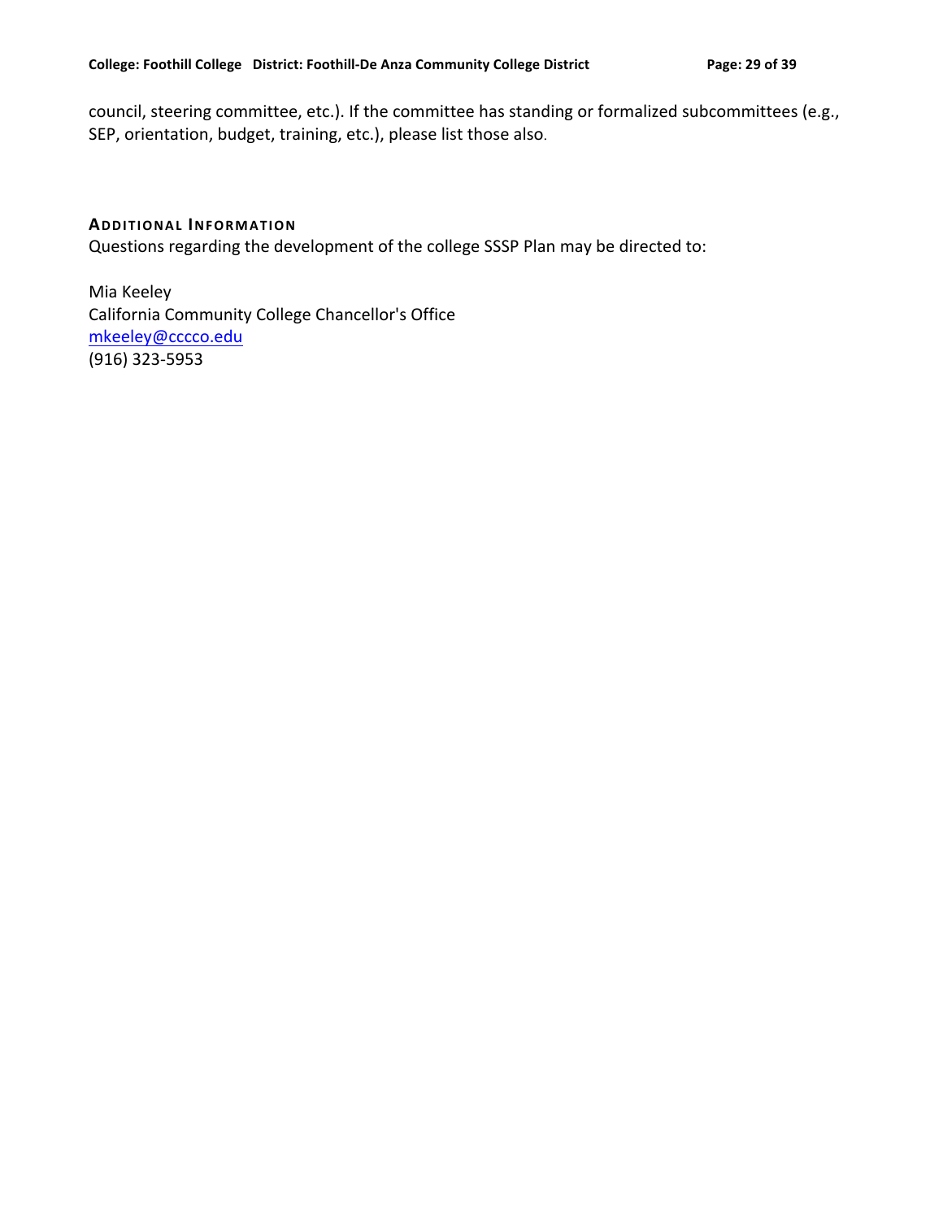council, steering committee, etc.). If the committee has standing or formalized subcommittees (e.g., SEP, orientation, budget, training, etc.), please list those also.

### ADDITIONAL INFORMATION

Questions regarding the development of the college SSSP Plan may be directed to:

Mia Keeley
California Community College Chancellor's Office
mkeeley@cccco.edu
(916) 323-5953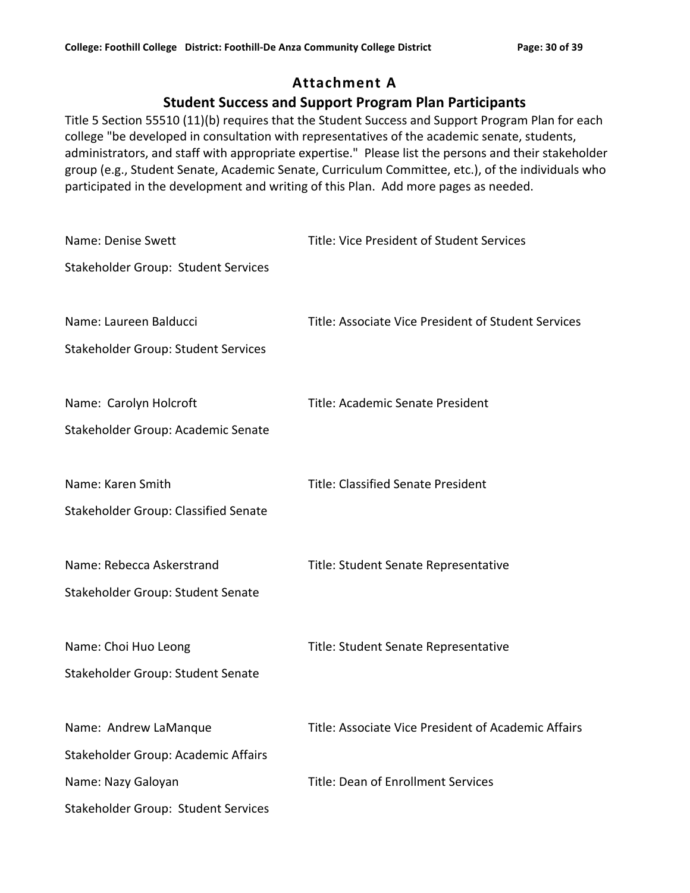# Attachment A

## Student Success and Support Program Plan Participants

Title 5 Section 55510 (11)(b) requires that the Student Success and Support Program Plan for each college "be developed in consultation with representatives of the academic senate, students, administrators, and staff with appropriate expertise." Please list the persons and their stakeholder group (e.g., Student Senate, Academic Senate, Curriculum Committee, etc.), of the individuals who participated in the development and writing of this Plan. Add more pages as needed.

Name: Denise Swett — Title: Vice President of Student Services

Stakeholder Group: Student Services

Name: Laureen Balducci — Title: Associate Vice President of Student Services

Stakeholder Group: Student Services

Name: Carolyn Holcroft — Title: Academic Senate President

Stakeholder Group: Academic Senate

Name: Karen Smith — Title: Classified Senate President

Stakeholder Group: Classified Senate

Name: Rebecca Askerstrand — Title: Student Senate Representative

Stakeholder Group: Student Senate

Name: Choi Huo Leong — Title: Student Senate Representative

Stakeholder Group: Student Senate

Name: Andrew LaManque — Title: Associate Vice President of Academic Affairs

Stakeholder Group: Academic Affairs

Name: Nazy Galoyan — Title: Dean of Enrollment Services

Stakeholder Group: Student Services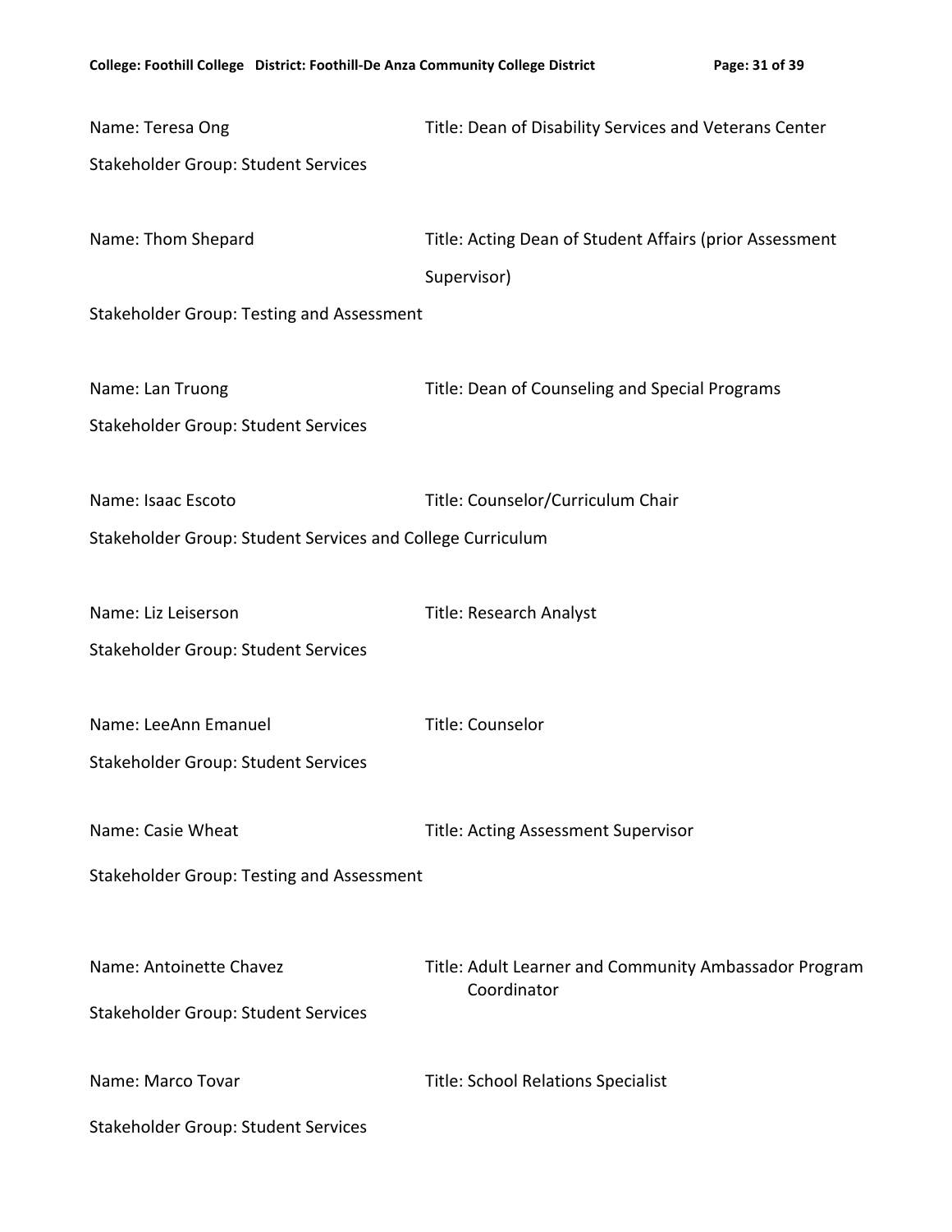Name: Teresa Ong Title: Dean of Disability Services and Veterans Center

Stakeholder Group: Student Services

Name: Thom Shepard Title: Acting Dean of Student Affairs (prior Assessment Supervisor)

Stakeholder Group: Testing and Assessment

Name: Lan Truong Title: Dean of Counseling and Special Programs

Stakeholder Group: Student Services

Name: Isaac Escoto Title: Counselor/Curriculum Chair

Stakeholder Group: Student Services and College Curriculum

Name: Liz Leiserson Title: Research Analyst

Stakeholder Group: Student Services

Name: LeeAnn Emanuel Title: Counselor

Stakeholder Group: Student Services

Name: Casie Wheat Title: Acting Assessment Supervisor

Stakeholder Group: Testing and Assessment

Name: Antoinette Chavez Title: Adult Learner and Community Ambassador Program Coordinator

Stakeholder Group: Student Services

Name: Marco Tovar Title: School Relations Specialist

Stakeholder Group: Student Services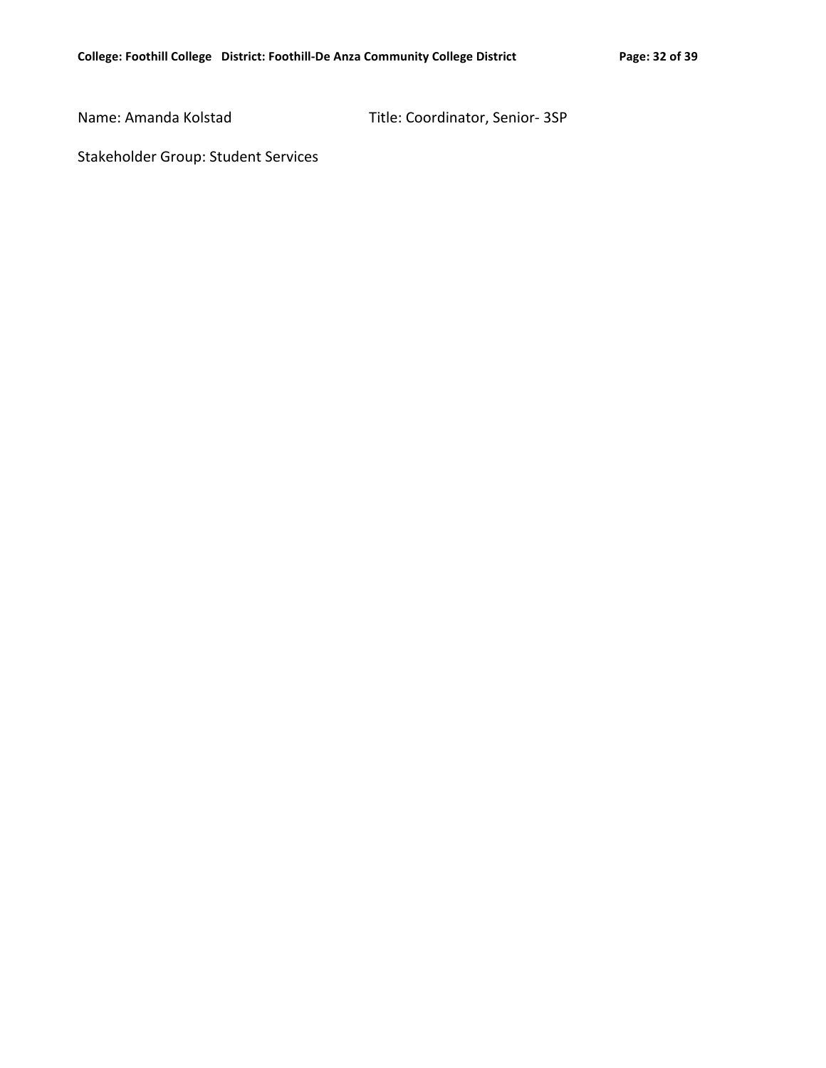Name: Amanda Kolstad

Title: Coordinator, Senior- 3SP

Stakeholder Group: Student Services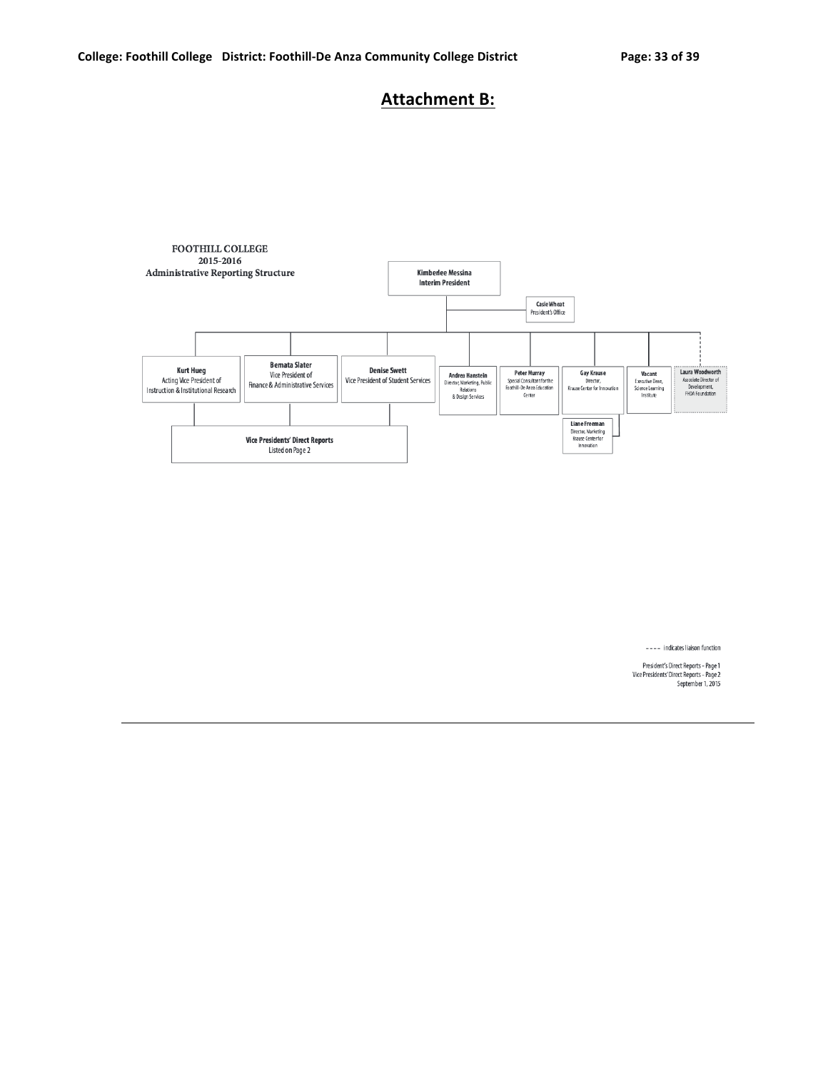## Attachment B:

FOOTHILL COLLEGE
2015-2016
Administrative Reporting Structure

**Kimberlee Messina**
**Interim President**

**Casie Wheat**
President's Office

**Kurt Hueg**
Acting Vice President of
Instruction & Institutional Research

**Bernata Slater**
Vice President of
Finance & Administrative Services

**Denise Swett**
Vice President of Student Services

**Andrea Hanstein**
Director, Marketing, Public Relations & Design Services

**Peter Murray**
Special Consultant for the Foothill-De Anza Education Center

**Gay Krause**
Director,
Krause Center for Innovation

**Vacant**
Executive Dean,
Science Learning Institute

**Laura Woodworth**
Associate Director of Development,
FHDA Foundation

**Vice Presidents' Direct Reports**
Listed on Page 2

**Liane Freeman**
Director, Marketing
Krause Center for Innovation

---- indicates liaison function

President's Direct Reports - Page 1
Vice Presidents' Direct Reports - Page 2
September 1, 2015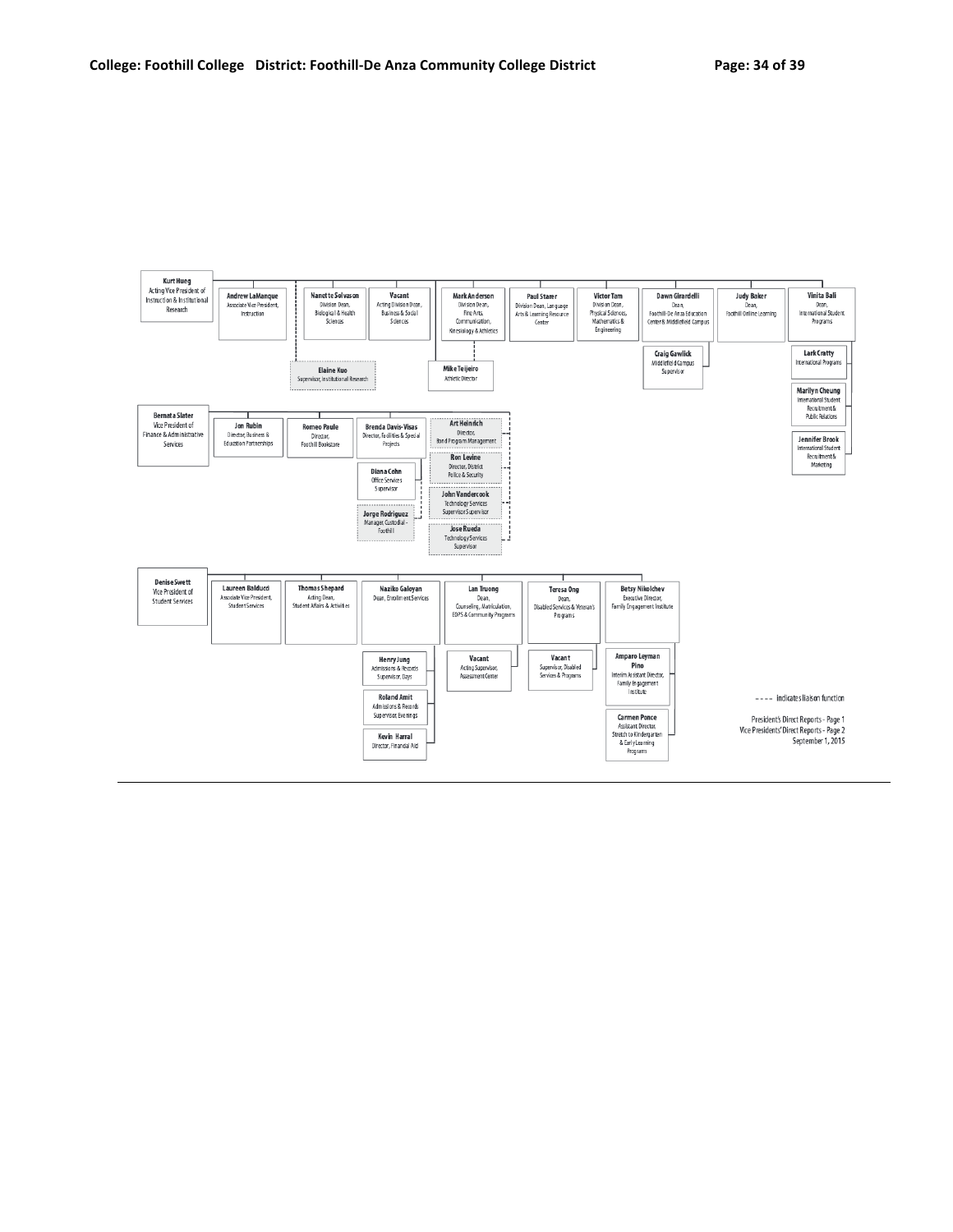Kurt Hueg
Acting Vice President of Instruction & Institutional Research

Andrew LaManque
Associate Vice President, Instruction

Nanette Solvason
Division Dean, Biological & Health Sciences

Vacant
Acting Division Dean, Business & Social Sciences

Mark Anderson
Division Dean, Fine Arts, Communication, Kinesiology & Athletics

Paul Starer
Division Dean, Language Arts & Learning Resource Center

Victor Tam
Division Dean, Physical Sciences, Mathematics & Engineering

Dawn Girardelli
Dean, Foothill-De Anza Education Center & Middlefield Campus

Judy Baker
Dean, Foothill Online Learning

Vinita Bali
Dean, International Student Programs

Elaine Kuo
Supervisor, Institutional Research

Mike Teijeiro
Athletic Director

Craig Gawlick
Middlefield Campus Supervisor

Lark Cratty
International Programs

Marilyn Cheung
International Student Recruitment & Public Relations

Jennifer Brook
International Student Recruitment & Marketing

Bernata Slater
Vice President of Finance & Administrative Services

Jon Rubin
Director, Business & Education Partnerships

Romeo Paule
Director, Foothill Bookstore

Brenda Davis-Visas
Director, Facilities & Special Projects

Art Heinrich
Director, Bond Program Management

Ron Levine
Director, District Police & Security

John Vandercook
Technology Services Supervisor Supervisor

Jose Rueda
Technology Services Supervisor

Diana Cohn
Office Services Supervisor

Jorge Rodriguez
Manager, Custodial - Foothill

Denise Swett
Vice President of Student Services

Laureen Balducci
Associate Vice President, Student Services

Thomas Shepard
Acting Dean, Student Affairs & Activities

Naziko Galeyan
Dean, Enrollment Services

Lan Truong
Dean, Counseling, Matriculation, EOPS & Community Programs

Teresa Ong
Dean, Disabled Services & Veteran's Programs

Betsy Nikolchev
Executive Director, Family Engagement Institute

Henry Jung
Admissions & Records Supervisor, Days

Roland Amit
Admissions & Records Supervisor, Evenings

Kevin Harral
Director, Financial Aid

Vacant
Acting Supervisor, Assessment Center

Vacant
Supervisor, Disabled Services & Programs

Amparo Leyman Pino
Interim Assistant Director, Family Engagement Institute

Carmen Ponce
Assistant Director, Stretch to Kindergarten & Early Learning Programs

---- indicates liaison function

President's Direct Reports - Page 1
Vice Presidents' Direct Reports - Page 2
September 1, 2015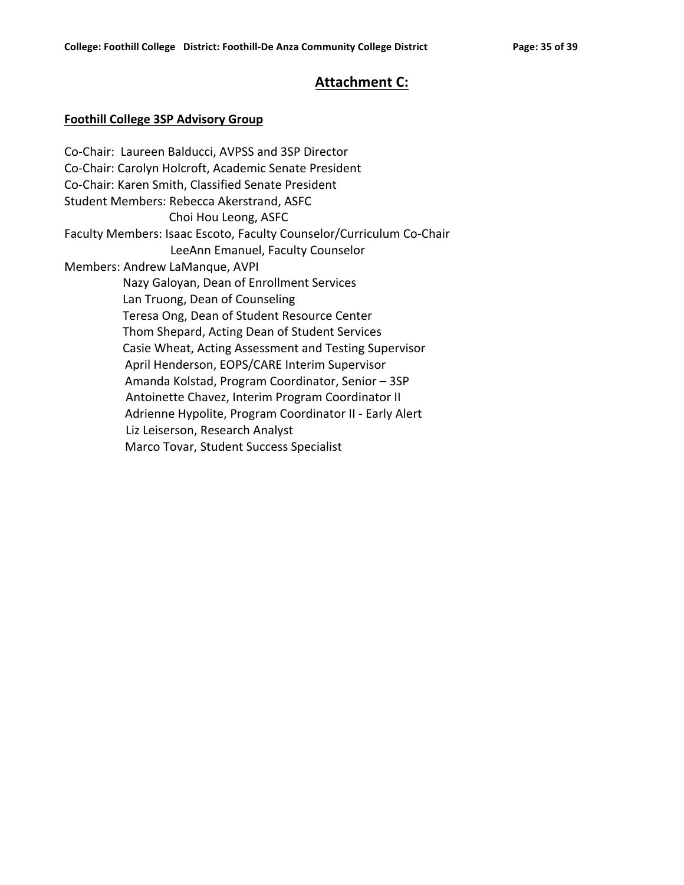## Attachment C:

**Foothill College 3SP Advisory Group**

Co-Chair: Laureen Balducci, AVPSS and 3SP Director
Co-Chair: Carolyn Holcroft, Academic Senate President
Co-Chair: Karen Smith, Classified Senate President
Student Members: Rebecca Akerstrand, ASFC
Choi Hou Leong, ASFC
Faculty Members: Isaac Escoto, Faculty Counselor/Curriculum Co-Chair
LeeAnn Emanuel, Faculty Counselor
Members: Andrew LaManque, AVPI
Nazy Galoyan, Dean of Enrollment Services
Lan Truong, Dean of Counseling
Teresa Ong, Dean of Student Resource Center
Thom Shepard, Acting Dean of Student Services
Casie Wheat, Acting Assessment and Testing Supervisor
April Henderson, EOPS/CARE Interim Supervisor
Amanda Kolstad, Program Coordinator, Senior – 3SP
Antoinette Chavez, Interim Program Coordinator II
Adrienne Hypolite, Program Coordinator II - Early Alert
Liz Leiserson, Research Analyst
Marco Tovar, Student Success Specialist